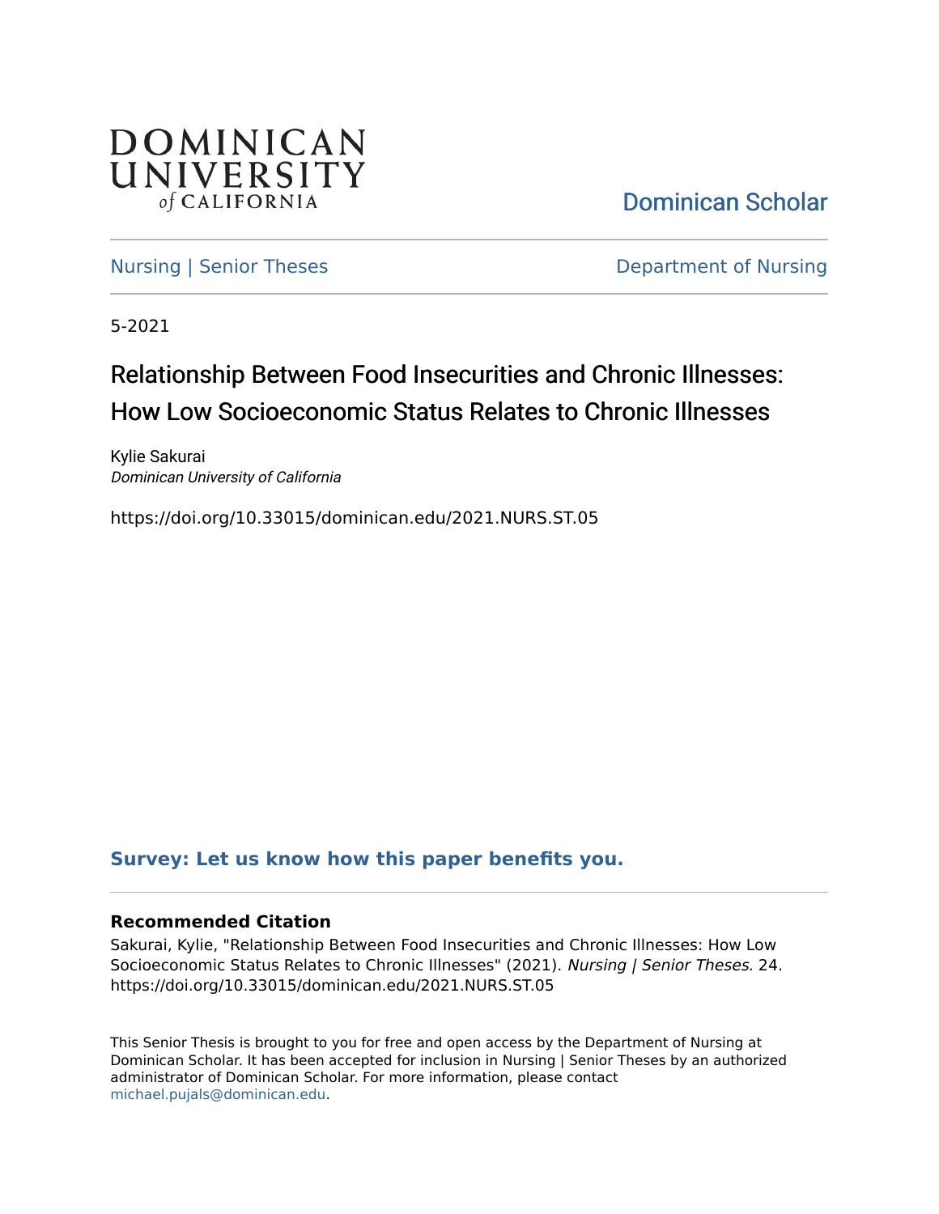DOMINICAN UNIVERSITY of CALIFORNIA

Dominican Scholar

Nursing | Senior Theses

Department of Nursing

5-2021

# Relationship Between Food Insecurities and Chronic Illnesses: How Low Socioeconomic Status Relates to Chronic Illnesses

Kylie Sakurai
*Dominican University of California*

https://doi.org/10.33015/dominican.edu/2021.NURS.ST.05

**Survey: Let us know how this paper benefits you.**

**Recommended Citation**

Sakurai, Kylie, "Relationship Between Food Insecurities and Chronic Illnesses: How Low Socioeconomic Status Relates to Chronic Illnesses" (2021). *Nursing | Senior Theses*. 24. https://doi.org/10.33015/dominican.edu/2021.NURS.ST.05

This Senior Thesis is brought to you for free and open access by the Department of Nursing at Dominican Scholar. It has been accepted for inclusion in Nursing | Senior Theses by an authorized administrator of Dominican Scholar. For more information, please contact michael.pujals@dominican.edu.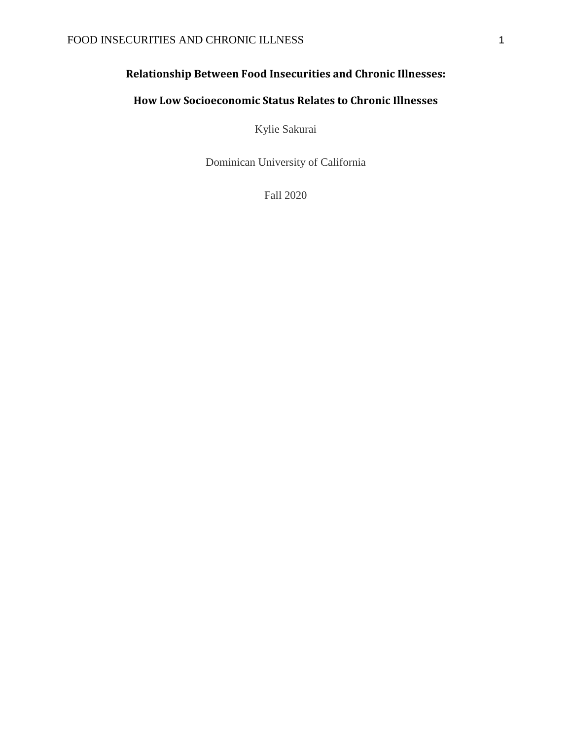# Relationship Between Food Insecurities and Chronic Illnesses:

## How Low Socioeconomic Status Relates to Chronic Illnesses

Kylie Sakurai

Dominican University of California

Fall 2020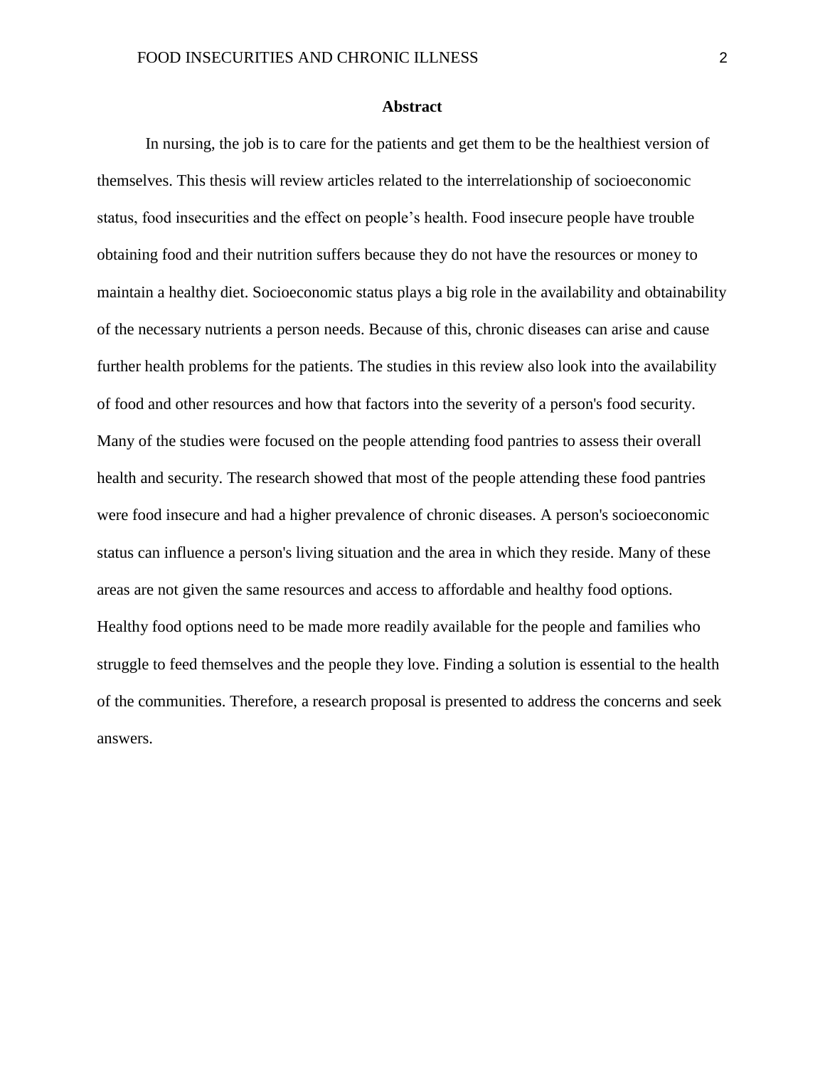**Abstract**

In nursing, the job is to care for the patients and get them to be the healthiest version of themselves. This thesis will review articles related to the interrelationship of socioeconomic status, food insecurities and the effect on people's health. Food insecure people have trouble obtaining food and their nutrition suffers because they do not have the resources or money to maintain a healthy diet. Socioeconomic status plays a big role in the availability and obtainability of the necessary nutrients a person needs. Because of this, chronic diseases can arise and cause further health problems for the patients. The studies in this review also look into the availability of food and other resources and how that factors into the severity of a person's food security. Many of the studies were focused on the people attending food pantries to assess their overall health and security. The research showed that most of the people attending these food pantries were food insecure and had a higher prevalence of chronic diseases. A person's socioeconomic status can influence a person's living situation and the area in which they reside. Many of these areas are not given the same resources and access to affordable and healthy food options. Healthy food options need to be made more readily available for the people and families who struggle to feed themselves and the people they love. Finding a solution is essential to the health of the communities. Therefore, a research proposal is presented to address the concerns and seek answers.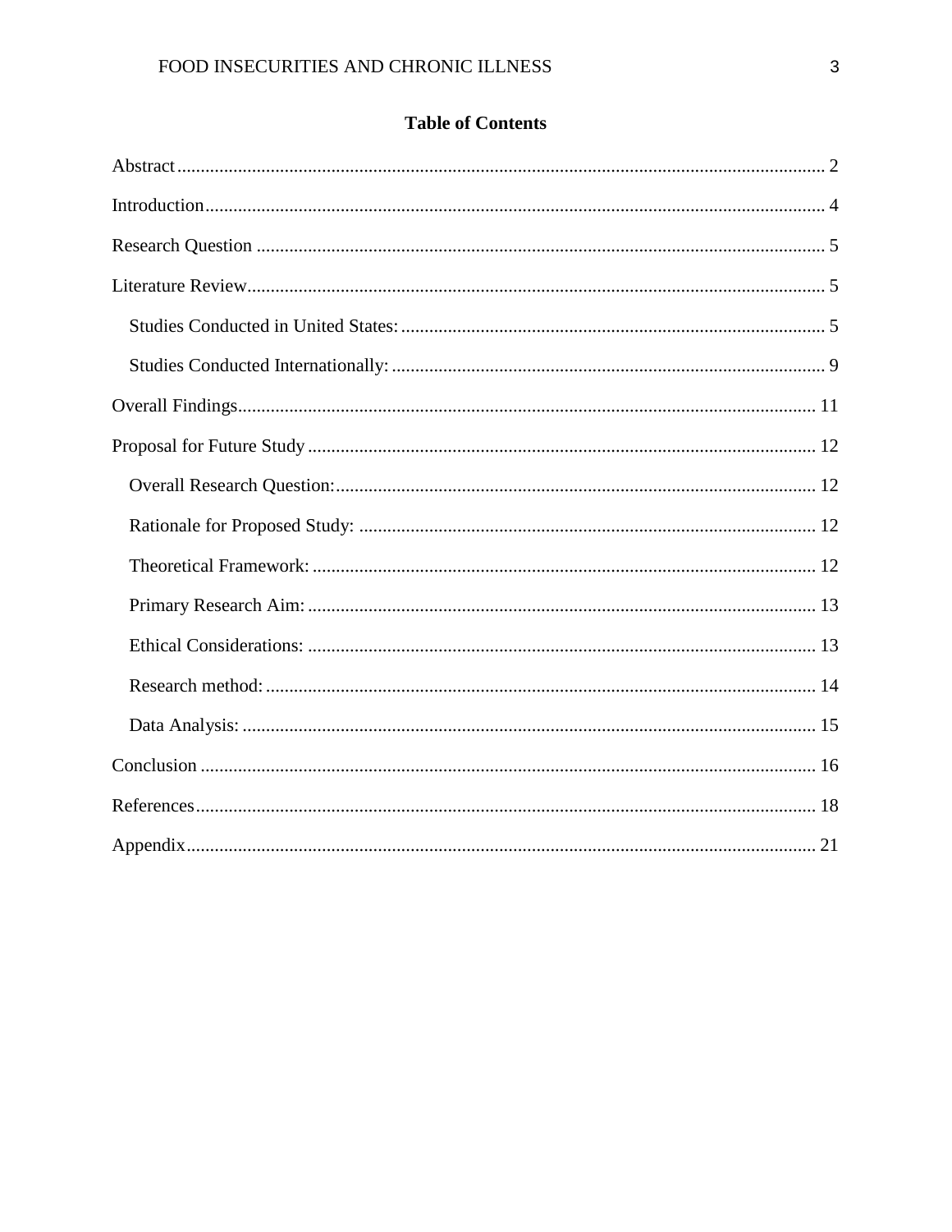## Table of Contents

Abstract ........................................................................................................................................ 2

Introduction .................................................................................................................................. 4

Research Question ........................................................................................................................ 5

Literature Review .......................................................................................................................... 5

- Studies Conducted in United States: ......................................................................................... 5
- Studies Conducted Internationally: ........................................................................................... 9

Overall Findings ........................................................................................................................... 11

Proposal for Future Study ........................................................................................................... 12

- Overall Research Question: ..................................................................................................... 12
- Rationale for Proposed Study: ................................................................................................. 12
- Theoretical Framework: .......................................................................................................... 12
- Primary Research Aim: ........................................................................................................... 13
- Ethical Considerations: ........................................................................................................... 13
- Research method: .................................................................................................................... 14
- Data Analysis: ......................................................................................................................... 15

Conclusion ................................................................................................................................... 16

References .................................................................................................................................... 18

Appendix ...................................................................................................................................... 21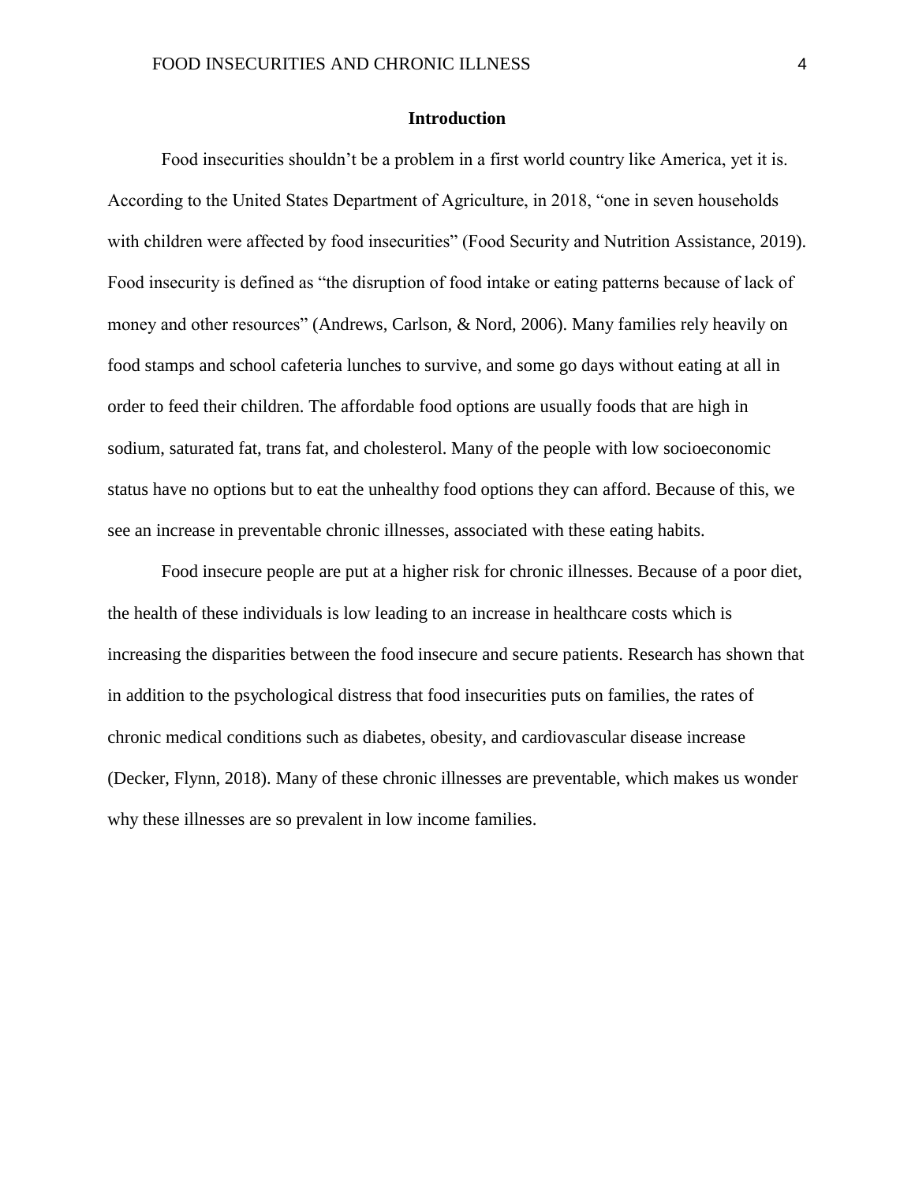## Introduction

Food insecurities shouldn't be a problem in a first world country like America, yet it is. According to the United States Department of Agriculture, in 2018, "one in seven households with children were affected by food insecurities" (Food Security and Nutrition Assistance, 2019). Food insecurity is defined as "the disruption of food intake or eating patterns because of lack of money and other resources" (Andrews, Carlson, & Nord, 2006). Many families rely heavily on food stamps and school cafeteria lunches to survive, and some go days without eating at all in order to feed their children. The affordable food options are usually foods that are high in sodium, saturated fat, trans fat, and cholesterol. Many of the people with low socioeconomic status have no options but to eat the unhealthy food options they can afford. Because of this, we see an increase in preventable chronic illnesses, associated with these eating habits.

Food insecure people are put at a higher risk for chronic illnesses. Because of a poor diet, the health of these individuals is low leading to an increase in healthcare costs which is increasing the disparities between the food insecure and secure patients. Research has shown that in addition to the psychological distress that food insecurities puts on families, the rates of chronic medical conditions such as diabetes, obesity, and cardiovascular disease increase (Decker, Flynn, 2018). Many of these chronic illnesses are preventable, which makes us wonder why these illnesses are so prevalent in low income families.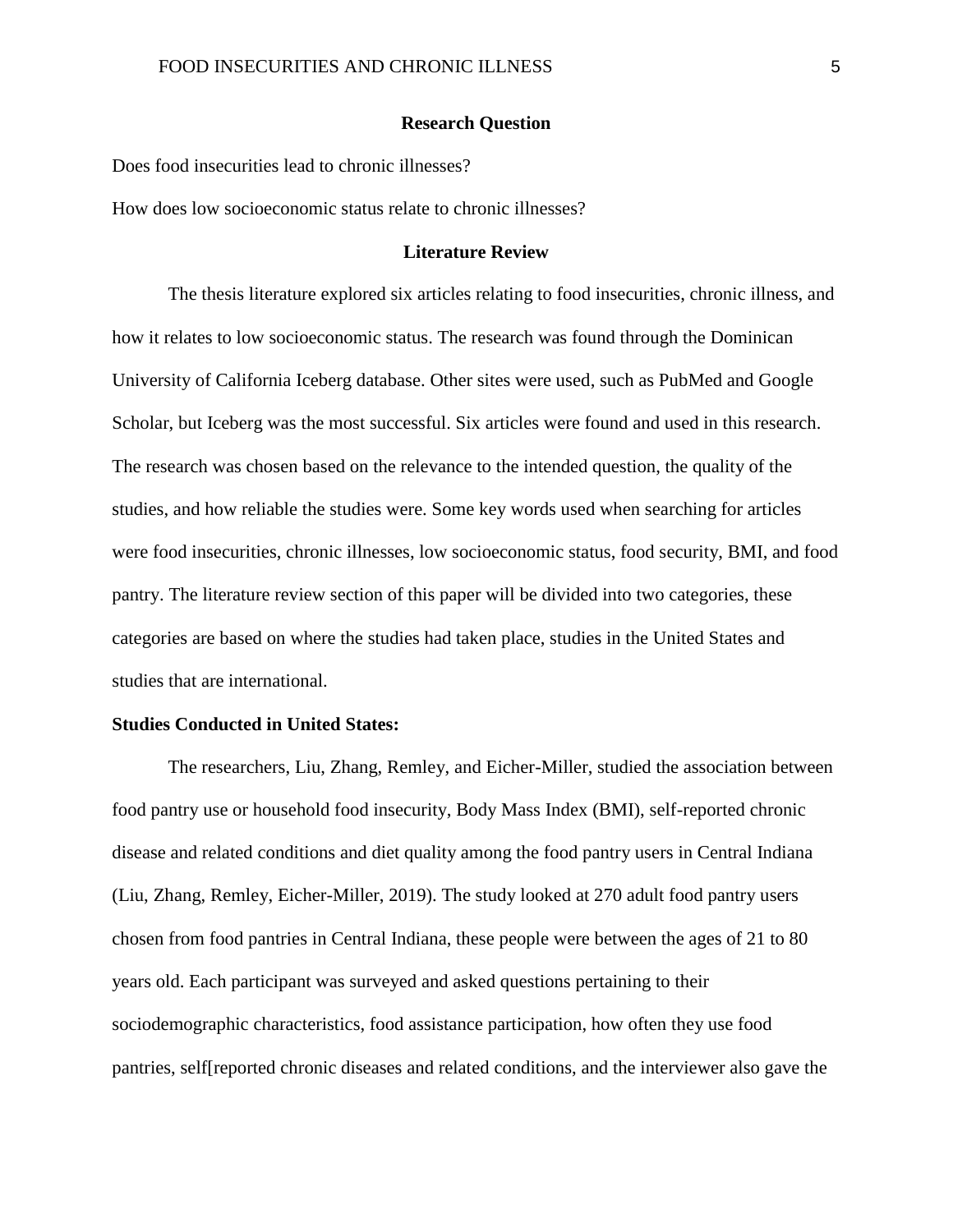## Research Question

Does food insecurities lead to chronic illnesses?

How does low socioeconomic status relate to chronic illnesses?

## Literature Review

The thesis literature explored six articles relating to food insecurities, chronic illness, and how it relates to low socioeconomic status. The research was found through the Dominican University of California Iceberg database. Other sites were used, such as PubMed and Google Scholar, but Iceberg was the most successful. Six articles were found and used in this research. The research was chosen based on the relevance to the intended question, the quality of the studies, and how reliable the studies were. Some key words used when searching for articles were food insecurities, chronic illnesses, low socioeconomic status, food security, BMI, and food pantry. The literature review section of this paper will be divided into two categories, these categories are based on where the studies had taken place, studies in the United States and studies that are international.

### Studies Conducted in United States:

The researchers, Liu, Zhang, Remley, and Eicher-Miller, studied the association between food pantry use or household food insecurity, Body Mass Index (BMI), self-reported chronic disease and related conditions and diet quality among the food pantry users in Central Indiana (Liu, Zhang, Remley, Eicher-Miller, 2019). The study looked at 270 adult food pantry users chosen from food pantries in Central Indiana, these people were between the ages of 21 to 80 years old. Each participant was surveyed and asked questions pertaining to their sociodemographic characteristics, food assistance participation, how often they use food pantries, self[reported chronic diseases and related conditions, and the interviewer also gave the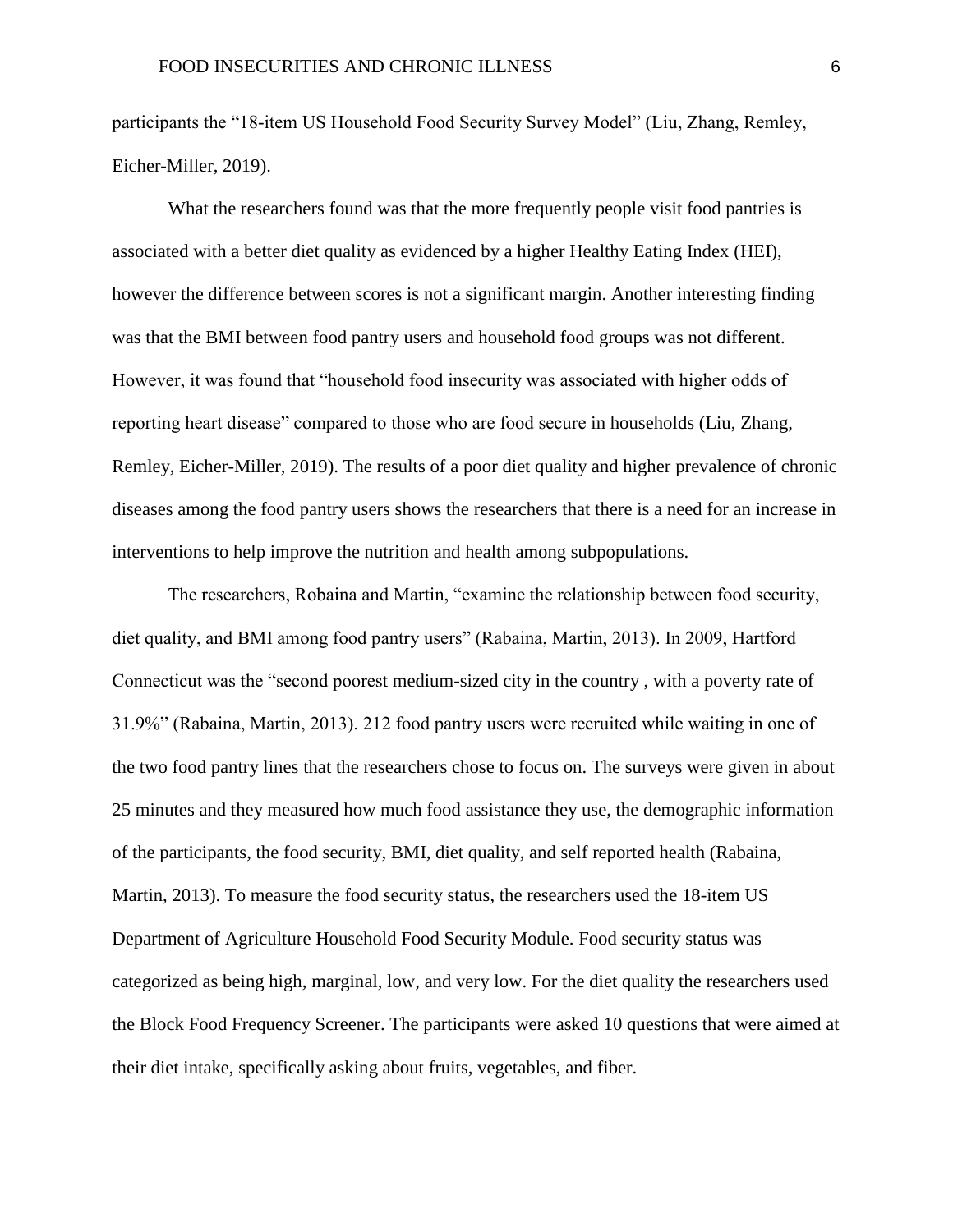participants the "18-item US Household Food Security Survey Model" (Liu, Zhang, Remley, Eicher-Miller, 2019).

What the researchers found was that the more frequently people visit food pantries is associated with a better diet quality as evidenced by a higher Healthy Eating Index (HEI), however the difference between scores is not a significant margin. Another interesting finding was that the BMI between food pantry users and household food groups was not different. However, it was found that "household food insecurity was associated with higher odds of reporting heart disease" compared to those who are food secure in households (Liu, Zhang, Remley, Eicher-Miller, 2019). The results of a poor diet quality and higher prevalence of chronic diseases among the food pantry users shows the researchers that there is a need for an increase in interventions to help improve the nutrition and health among subpopulations.

The researchers, Robaina and Martin, "examine the relationship between food security, diet quality, and BMI among food pantry users" (Rabaina, Martin, 2013). In 2009, Hartford Connecticut was the "second poorest medium-sized city in the country , with a poverty rate of 31.9%" (Rabaina, Martin, 2013). 212 food pantry users were recruited while waiting in one of the two food pantry lines that the researchers chose to focus on. The surveys were given in about 25 minutes and they measured how much food assistance they use, the demographic information of the participants, the food security, BMI, diet quality, and self reported health (Rabaina, Martin, 2013). To measure the food security status, the researchers used the 18-item US Department of Agriculture Household Food Security Module. Food security status was categorized as being high, marginal, low, and very low. For the diet quality the researchers used the Block Food Frequency Screener. The participants were asked 10 questions that were aimed at their diet intake, specifically asking about fruits, vegetables, and fiber.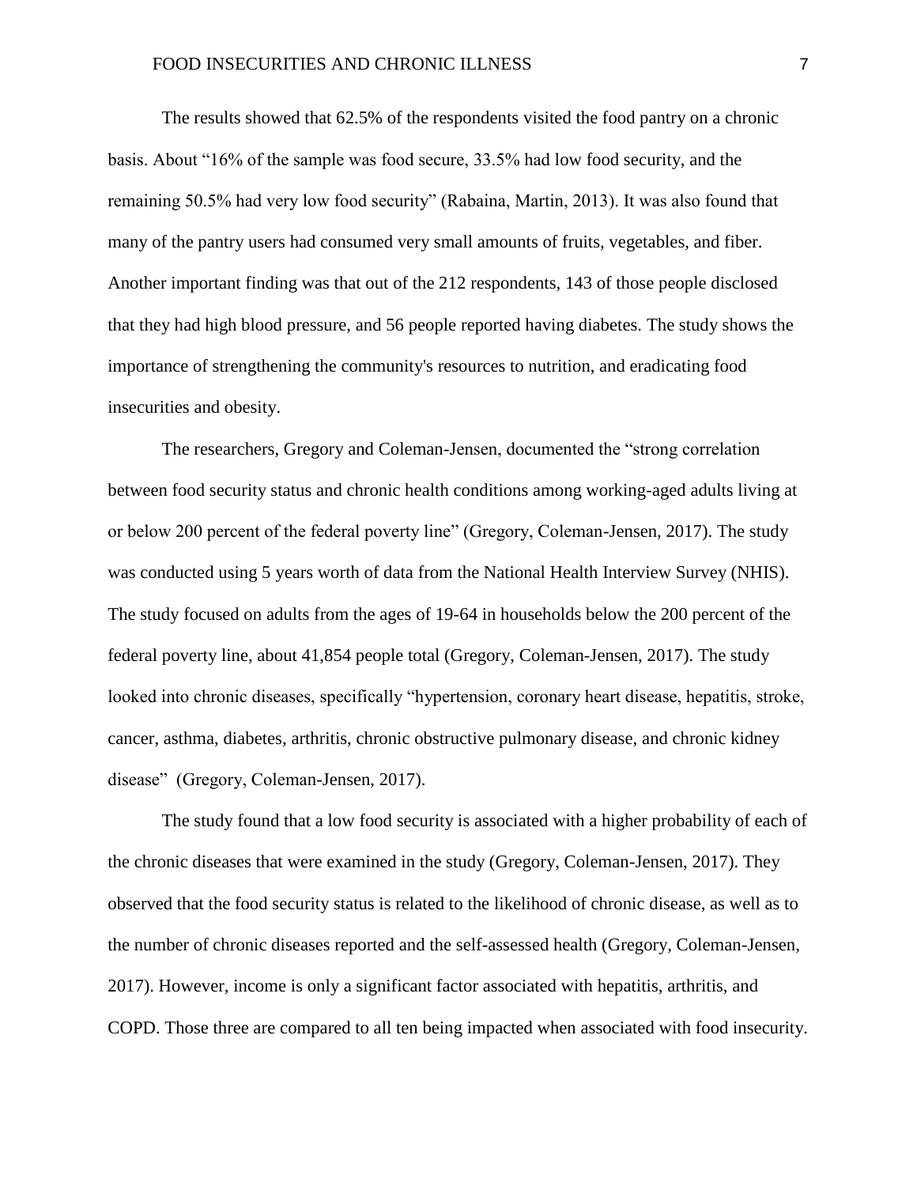The results showed that 62.5% of the respondents visited the food pantry on a chronic basis. About "16% of the sample was food secure, 33.5% had low food security, and the remaining 50.5% had very low food security" (Rabaina, Martin, 2013). It was also found that many of the pantry users had consumed very small amounts of fruits, vegetables, and fiber. Another important finding was that out of the 212 respondents, 143 of those people disclosed that they had high blood pressure, and 56 people reported having diabetes. The study shows the importance of strengthening the community's resources to nutrition, and eradicating food insecurities and obesity.

The researchers, Gregory and Coleman-Jensen, documented the "strong correlation between food security status and chronic health conditions among working-aged adults living at or below 200 percent of the federal poverty line" (Gregory, Coleman-Jensen, 2017). The study was conducted using 5 years worth of data from the National Health Interview Survey (NHIS). The study focused on adults from the ages of 19-64 in households below the 200 percent of the federal poverty line, about 41,854 people total (Gregory, Coleman-Jensen, 2017). The study looked into chronic diseases, specifically "hypertension, coronary heart disease, hepatitis, stroke, cancer, asthma, diabetes, arthritis, chronic obstructive pulmonary disease, and chronic kidney disease" (Gregory, Coleman-Jensen, 2017).

The study found that a low food security is associated with a higher probability of each of the chronic diseases that were examined in the study (Gregory, Coleman-Jensen, 2017). They observed that the food security status is related to the likelihood of chronic disease, as well as to the number of chronic diseases reported and the self-assessed health (Gregory, Coleman-Jensen, 2017). However, income is only a significant factor associated with hepatitis, arthritis, and COPD. Those three are compared to all ten being impacted when associated with food insecurity.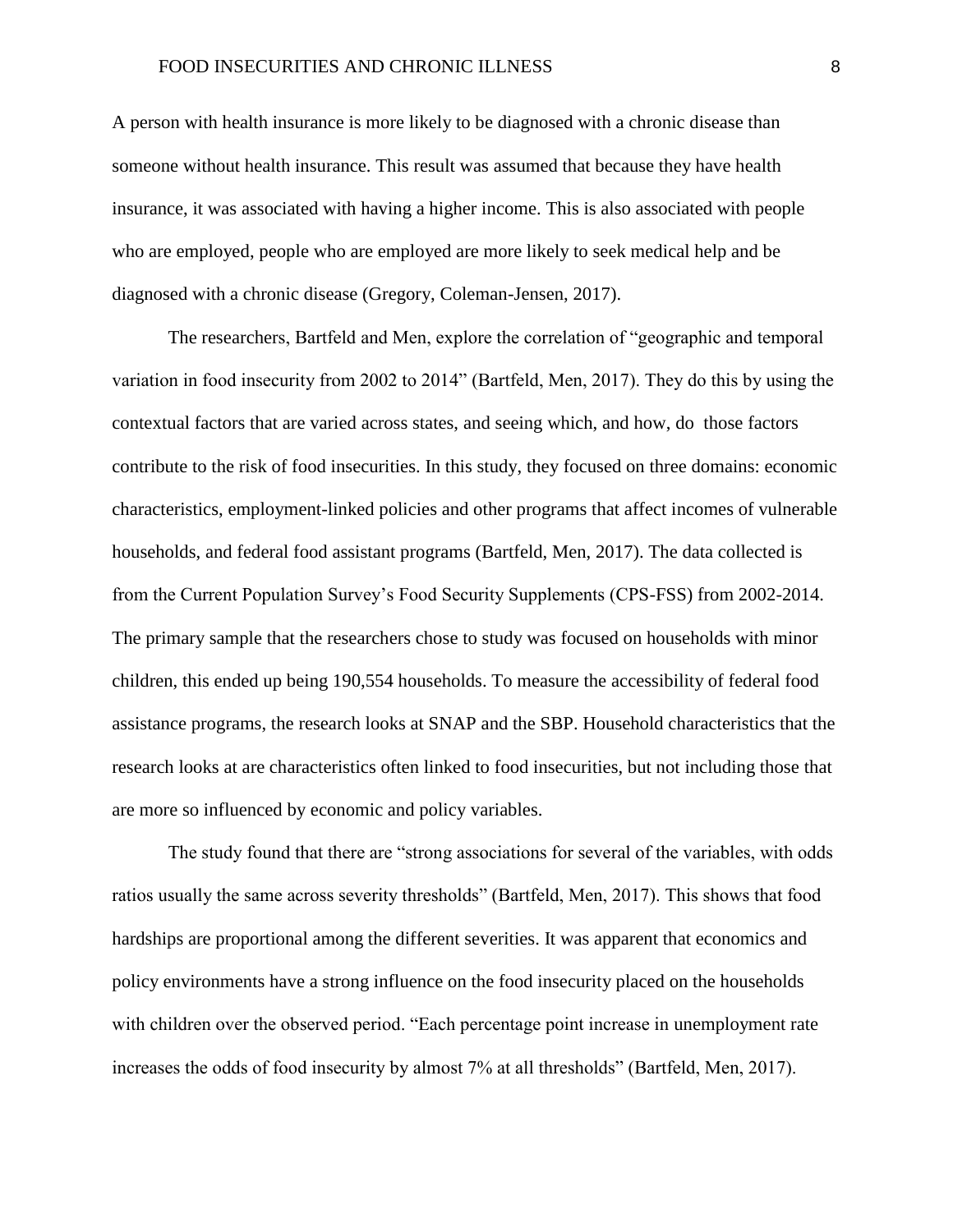A person with health insurance is more likely to be diagnosed with a chronic disease than someone without health insurance. This result was assumed that because they have health insurance, it was associated with having a higher income. This is also associated with people who are employed, people who are employed are more likely to seek medical help and be diagnosed with a chronic disease (Gregory, Coleman-Jensen, 2017).

The researchers, Bartfeld and Men, explore the correlation of "geographic and temporal variation in food insecurity from 2002 to 2014" (Bartfeld, Men, 2017). They do this by using the contextual factors that are varied across states, and seeing which, and how, do those factors contribute to the risk of food insecurities. In this study, they focused on three domains: economic characteristics, employment-linked policies and other programs that affect incomes of vulnerable households, and federal food assistant programs (Bartfeld, Men, 2017). The data collected is from the Current Population Survey's Food Security Supplements (CPS-FSS) from 2002-2014. The primary sample that the researchers chose to study was focused on households with minor children, this ended up being 190,554 households. To measure the accessibility of federal food assistance programs, the research looks at SNAP and the SBP. Household characteristics that the research looks at are characteristics often linked to food insecurities, but not including those that are more so influenced by economic and policy variables.

The study found that there are "strong associations for several of the variables, with odds ratios usually the same across severity thresholds" (Bartfeld, Men, 2017). This shows that food hardships are proportional among the different severities. It was apparent that economics and policy environments have a strong influence on the food insecurity placed on the households with children over the observed period. "Each percentage point increase in unemployment rate increases the odds of food insecurity by almost 7% at all thresholds" (Bartfeld, Men, 2017).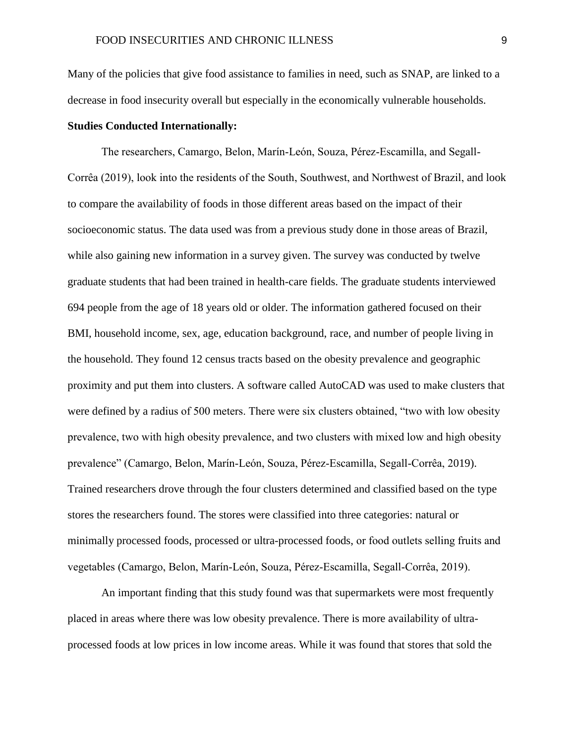Many of the policies that give food assistance to families in need, such as SNAP, are linked to a decrease in food insecurity overall but especially in the economically vulnerable households.

**Studies Conducted Internationally:**

The researchers, Camargo, Belon, Marín-León, Souza, Pérez-Escamilla, and Segall-Corrêa (2019), look into the residents of the South, Southwest, and Northwest of Brazil, and look to compare the availability of foods in those different areas based on the impact of their socioeconomic status. The data used was from a previous study done in those areas of Brazil, while also gaining new information in a survey given. The survey was conducted by twelve graduate students that had been trained in health-care fields. The graduate students interviewed 694 people from the age of 18 years old or older. The information gathered focused on their BMI, household income, sex, age, education background, race, and number of people living in the household. They found 12 census tracts based on the obesity prevalence and geographic proximity and put them into clusters. A software called AutoCAD was used to make clusters that were defined by a radius of 500 meters. There were six clusters obtained, "two with low obesity prevalence, two with high obesity prevalence, and two clusters with mixed low and high obesity prevalence" (Camargo, Belon, Marín-León, Souza, Pérez-Escamilla, Segall-Corrêa, 2019). Trained researchers drove through the four clusters determined and classified based on the type stores the researchers found. The stores were classified into three categories: natural or minimally processed foods, processed or ultra-processed foods, or food outlets selling fruits and vegetables (Camargo, Belon, Marín-León, Souza, Pérez-Escamilla, Segall-Corrêa, 2019).

An important finding that this study found was that supermarkets were most frequently placed in areas where there was low obesity prevalence. There is more availability of ultra-processed foods at low prices in low income areas. While it was found that stores that sold the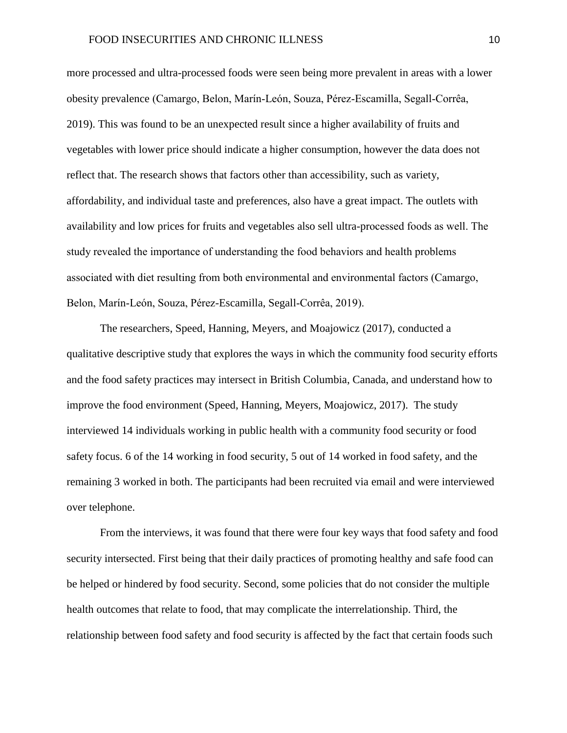more processed and ultra-processed foods were seen being more prevalent in areas with a lower obesity prevalence (Camargo, Belon, Marín-León, Souza, Pérez-Escamilla, Segall-Corrêa, 2019). This was found to be an unexpected result since a higher availability of fruits and vegetables with lower price should indicate a higher consumption, however the data does not reflect that. The research shows that factors other than accessibility, such as variety, affordability, and individual taste and preferences, also have a great impact. The outlets with availability and low prices for fruits and vegetables also sell ultra-processed foods as well. The study revealed the importance of understanding the food behaviors and health problems associated with diet resulting from both environmental and environmental factors (Camargo, Belon, Marín-León, Souza, Pérez-Escamilla, Segall-Corrêa, 2019).

The researchers, Speed, Hanning, Meyers, and Moajowicz (2017), conducted a qualitative descriptive study that explores the ways in which the community food security efforts and the food safety practices may intersect in British Columbia, Canada, and understand how to improve the food environment (Speed, Hanning, Meyers, Moajowicz, 2017). The study interviewed 14 individuals working in public health with a community food security or food safety focus. 6 of the 14 working in food security, 5 out of 14 worked in food safety, and the remaining 3 worked in both. The participants had been recruited via email and were interviewed over telephone.

From the interviews, it was found that there were four key ways that food safety and food security intersected. First being that their daily practices of promoting healthy and safe food can be helped or hindered by food security. Second, some policies that do not consider the multiple health outcomes that relate to food, that may complicate the interrelationship. Third, the relationship between food safety and food security is affected by the fact that certain foods such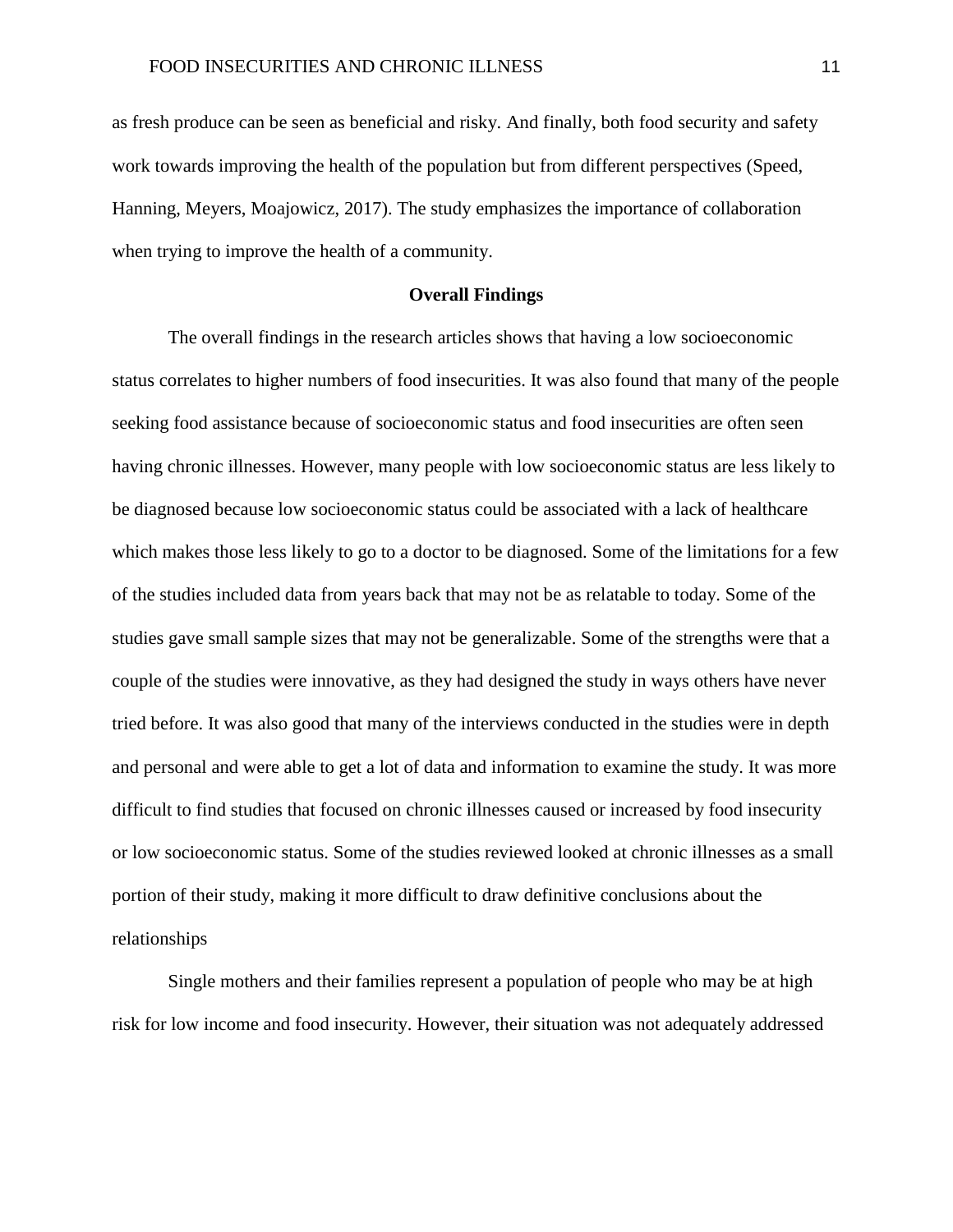as fresh produce can be seen as beneficial and risky. And finally, both food security and safety work towards improving the health of the population but from different perspectives (Speed, Hanning, Meyers, Moajowicz, 2017). The study emphasizes the importance of collaboration when trying to improve the health of a community.

## Overall Findings

The overall findings in the research articles shows that having a low socioeconomic status correlates to higher numbers of food insecurities. It was also found that many of the people seeking food assistance because of socioeconomic status and food insecurities are often seen having chronic illnesses. However, many people with low socioeconomic status are less likely to be diagnosed because low socioeconomic status could be associated with a lack of healthcare which makes those less likely to go to a doctor to be diagnosed. Some of the limitations for a few of the studies included data from years back that may not be as relatable to today. Some of the studies gave small sample sizes that may not be generalizable. Some of the strengths were that a couple of the studies were innovative, as they had designed the study in ways others have never tried before. It was also good that many of the interviews conducted in the studies were in depth and personal and were able to get a lot of data and information to examine the study. It was more difficult to find studies that focused on chronic illnesses caused or increased by food insecurity or low socioeconomic status. Some of the studies reviewed looked at chronic illnesses as a small portion of their study, making it more difficult to draw definitive conclusions about the relationships

Single mothers and their families represent a population of people who may be at high risk for low income and food insecurity. However, their situation was not adequately addressed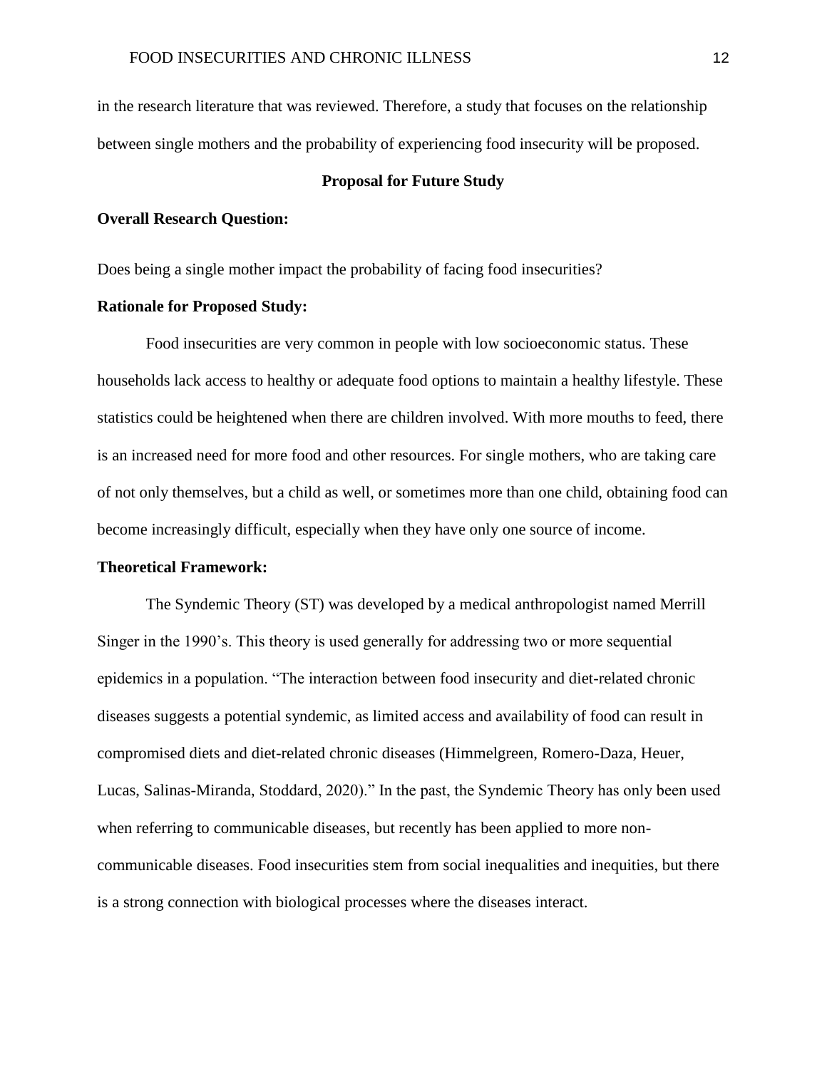in the research literature that was reviewed. Therefore, a study that focuses on the relationship between single mothers and the probability of experiencing food insecurity will be proposed.

## Proposal for Future Study

**Overall Research Question:**

Does being a single mother impact the probability of facing food insecurities?

**Rationale for Proposed Study:**

Food insecurities are very common in people with low socioeconomic status. These households lack access to healthy or adequate food options to maintain a healthy lifestyle. These statistics could be heightened when there are children involved. With more mouths to feed, there is an increased need for more food and other resources. For single mothers, who are taking care of not only themselves, but a child as well, or sometimes more than one child, obtaining food can become increasingly difficult, especially when they have only one source of income.

**Theoretical Framework:**

The Syndemic Theory (ST) was developed by a medical anthropologist named Merrill Singer in the 1990's. This theory is used generally for addressing two or more sequential epidemics in a population. "The interaction between food insecurity and diet-related chronic diseases suggests a potential syndemic, as limited access and availability of food can result in compromised diets and diet-related chronic diseases (Himmelgreen, Romero-Daza, Heuer, Lucas, Salinas-Miranda, Stoddard, 2020)." In the past, the Syndemic Theory has only been used when referring to communicable diseases, but recently has been applied to more non-communicable diseases. Food insecurities stem from social inequalities and inequities, but there is a strong connection with biological processes where the diseases interact.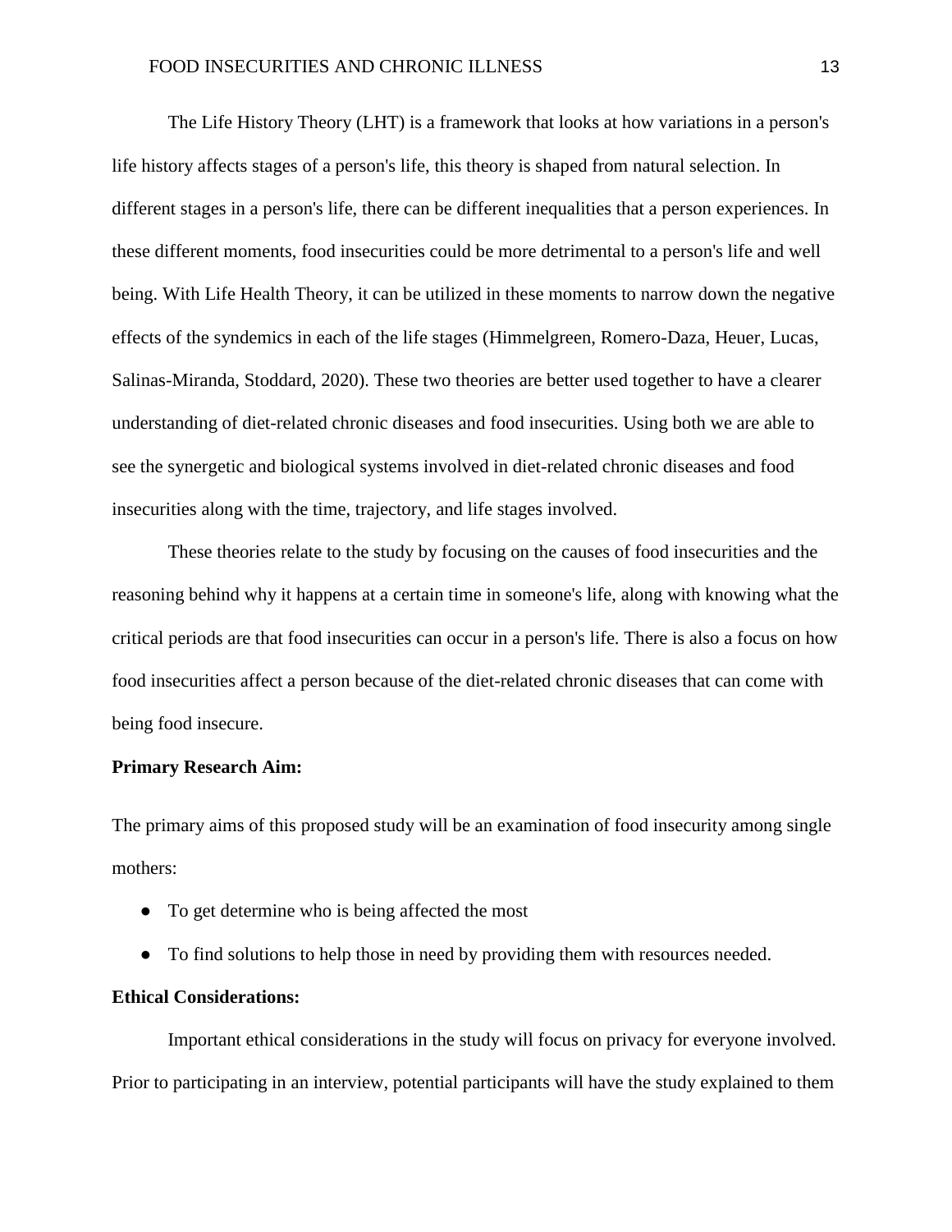The Life History Theory (LHT) is a framework that looks at how variations in a person's life history affects stages of a person's life, this theory is shaped from natural selection. In different stages in a person's life, there can be different inequalities that a person experiences. In these different moments, food insecurities could be more detrimental to a person's life and well being. With Life Health Theory, it can be utilized in these moments to narrow down the negative effects of the syndemics in each of the life stages (Himmelgreen, Romero-Daza, Heuer, Lucas, Salinas-Miranda, Stoddard, 2020). These two theories are better used together to have a clearer understanding of diet-related chronic diseases and food insecurities. Using both we are able to see the synergetic and biological systems involved in diet-related chronic diseases and food insecurities along with the time, trajectory, and life stages involved.

These theories relate to the study by focusing on the causes of food insecurities and the reasoning behind why it happens at a certain time in someone's life, along with knowing what the critical periods are that food insecurities can occur in a person's life. There is also a focus on how food insecurities affect a person because of the diet-related chronic diseases that can come with being food insecure.

**Primary Research Aim:**

The primary aims of this proposed study will be an examination of food insecurity among single mothers:

- To get determine who is being affected the most
- To find solutions to help those in need by providing them with resources needed.

**Ethical Considerations:**

Important ethical considerations in the study will focus on privacy for everyone involved. Prior to participating in an interview, potential participants will have the study explained to them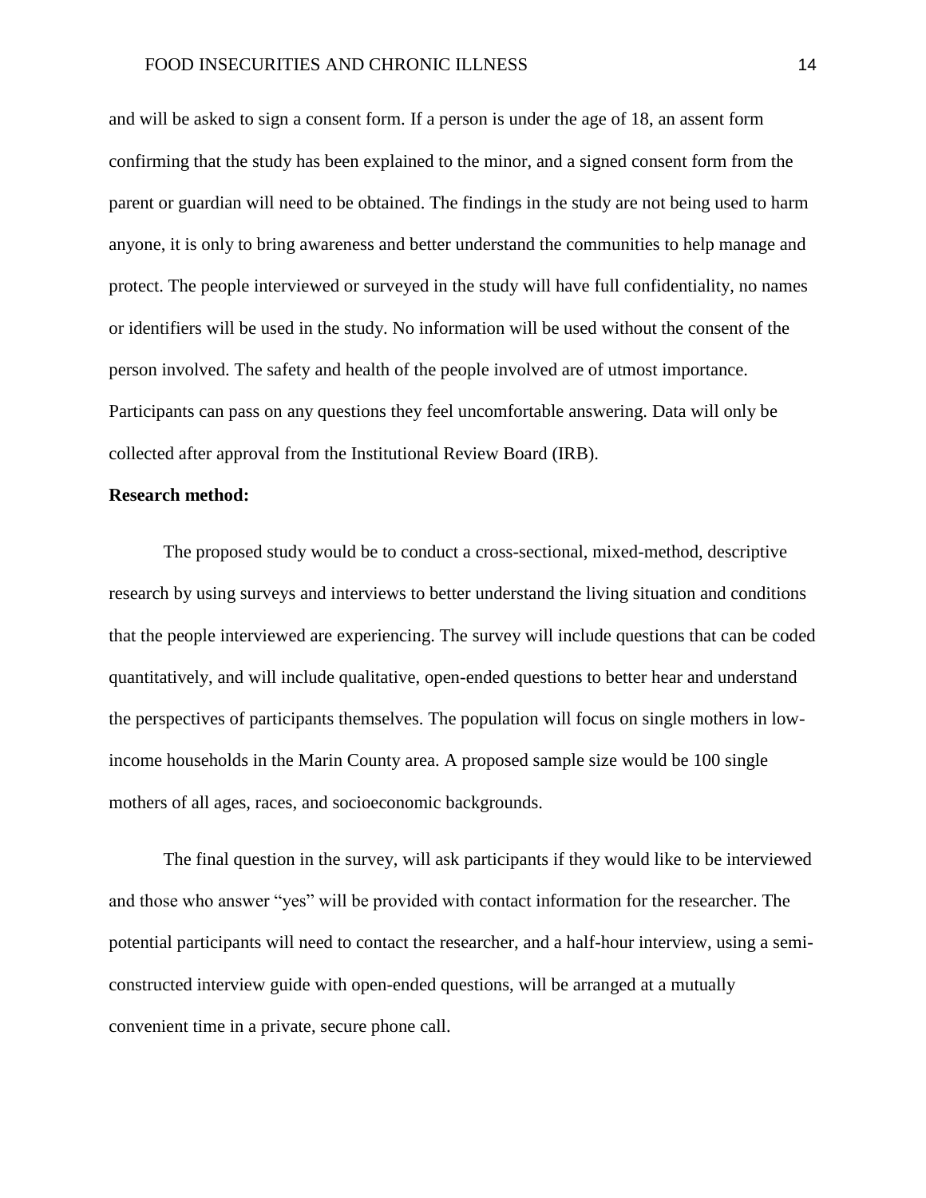and will be asked to sign a consent form. If a person is under the age of 18, an assent form confirming that the study has been explained to the minor, and a signed consent form from the parent or guardian will need to be obtained. The findings in the study are not being used to harm anyone, it is only to bring awareness and better understand the communities to help manage and protect. The people interviewed or surveyed in the study will have full confidentiality, no names or identifiers will be used in the study. No information will be used without the consent of the person involved. The safety and health of the people involved are of utmost importance. Participants can pass on any questions they feel uncomfortable answering. Data will only be collected after approval from the Institutional Review Board (IRB).

**Research method:**

The proposed study would be to conduct a cross-sectional, mixed-method, descriptive research by using surveys and interviews to better understand the living situation and conditions that the people interviewed are experiencing. The survey will include questions that can be coded quantitatively, and will include qualitative, open-ended questions to better hear and understand the perspectives of participants themselves. The population will focus on single mothers in low-income households in the Marin County area. A proposed sample size would be 100 single mothers of all ages, races, and socioeconomic backgrounds.

The final question in the survey, will ask participants if they would like to be interviewed and those who answer "yes" will be provided with contact information for the researcher. The potential participants will need to contact the researcher, and a half-hour interview, using a semi-constructed interview guide with open-ended questions, will be arranged at a mutually convenient time in a private, secure phone call.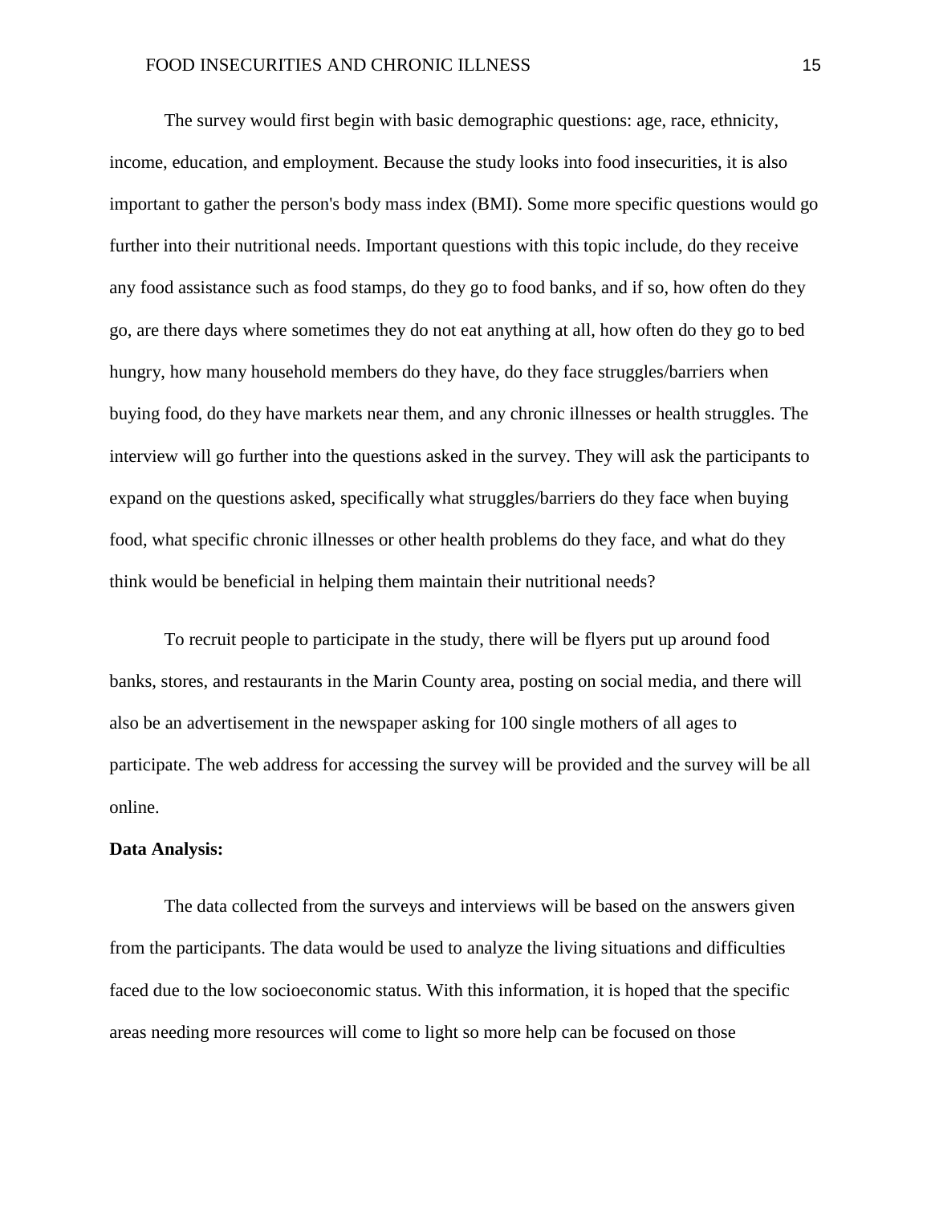The survey would first begin with basic demographic questions: age, race, ethnicity, income, education, and employment. Because the study looks into food insecurities, it is also important to gather the person's body mass index (BMI). Some more specific questions would go further into their nutritional needs. Important questions with this topic include, do they receive any food assistance such as food stamps, do they go to food banks, and if so, how often do they go, are there days where sometimes they do not eat anything at all, how often do they go to bed hungry, how many household members do they have, do they face struggles/barriers when buying food, do they have markets near them, and any chronic illnesses or health struggles. The interview will go further into the questions asked in the survey. They will ask the participants to expand on the questions asked, specifically what struggles/barriers do they face when buying food, what specific chronic illnesses or other health problems do they face, and what do they think would be beneficial in helping them maintain their nutritional needs?

To recruit people to participate in the study, there will be flyers put up around food banks, stores, and restaurants in the Marin County area, posting on social media, and there will also be an advertisement in the newspaper asking for 100 single mothers of all ages to participate. The web address for accessing the survey will be provided and the survey will be all online.

**Data Analysis:**

The data collected from the surveys and interviews will be based on the answers given from the participants. The data would be used to analyze the living situations and difficulties faced due to the low socioeconomic status. With this information, it is hoped that the specific areas needing more resources will come to light so more help can be focused on those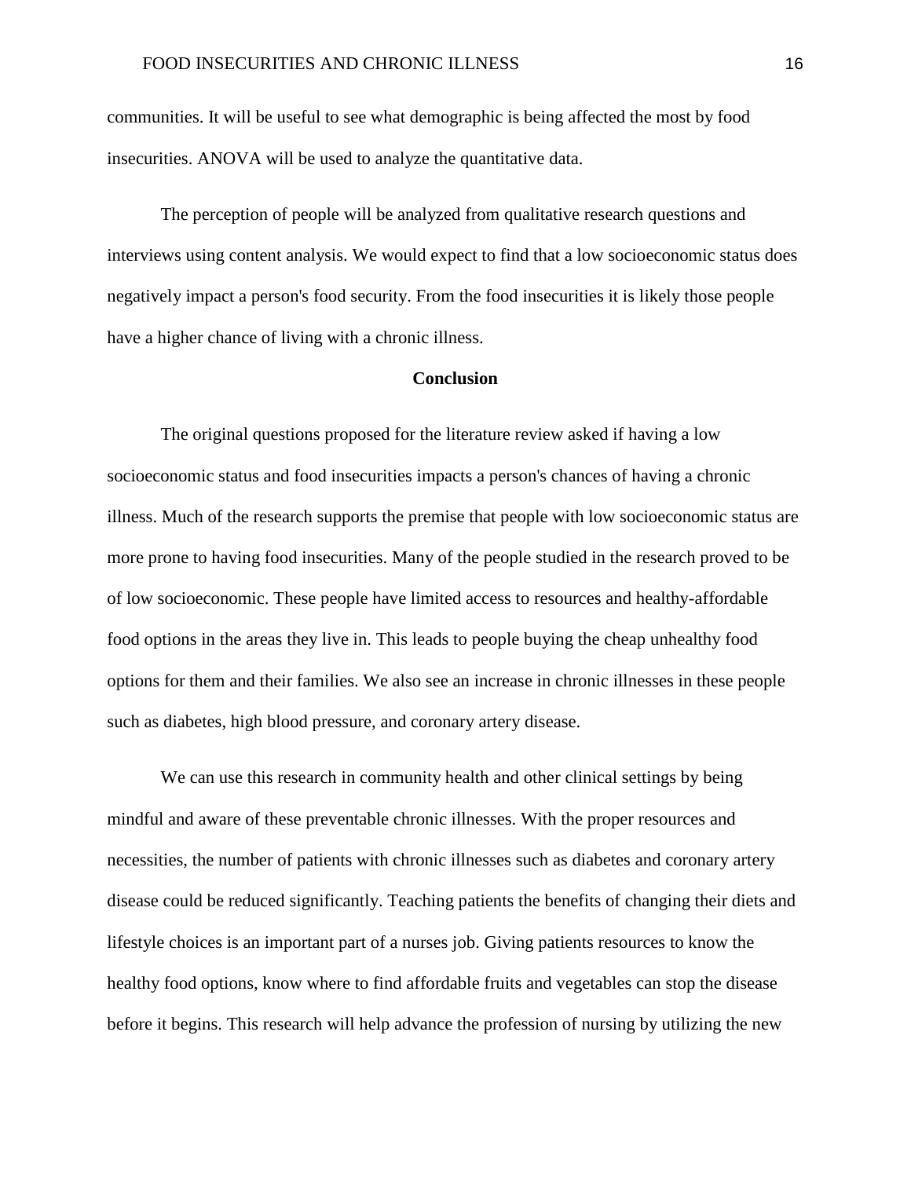communities. It will be useful to see what demographic is being affected the most by food insecurities. ANOVA will be used to analyze the quantitative data.

The perception of people will be analyzed from qualitative research questions and interviews using content analysis. We would expect to find that a low socioeconomic status does negatively impact a person's food security. From the food insecurities it is likely those people have a higher chance of living with a chronic illness.

## Conclusion

The original questions proposed for the literature review asked if having a low socioeconomic status and food insecurities impacts a person's chances of having a chronic illness. Much of the research supports the premise that people with low socioeconomic status are more prone to having food insecurities. Many of the people studied in the research proved to be of low socioeconomic. These people have limited access to resources and healthy-affordable food options in the areas they live in. This leads to people buying the cheap unhealthy food options for them and their families. We also see an increase in chronic illnesses in these people such as diabetes, high blood pressure, and coronary artery disease.

We can use this research in community health and other clinical settings by being mindful and aware of these preventable chronic illnesses. With the proper resources and necessities, the number of patients with chronic illnesses such as diabetes and coronary artery disease could be reduced significantly. Teaching patients the benefits of changing their diets and lifestyle choices is an important part of a nurses job. Giving patients resources to know the healthy food options, know where to find affordable fruits and vegetables can stop the disease before it begins. This research will help advance the profession of nursing by utilizing the new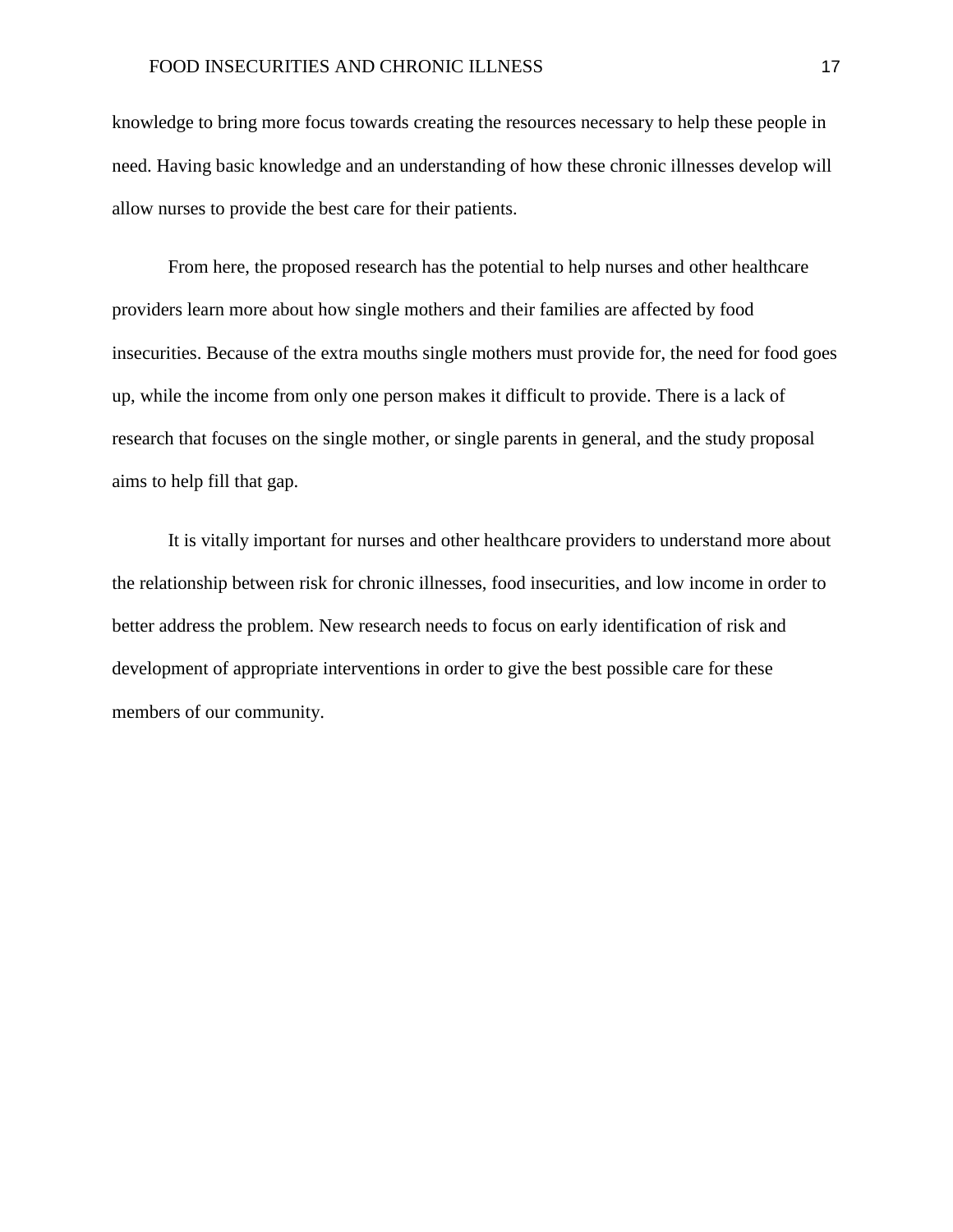knowledge to bring more focus towards creating the resources necessary to help these people in need. Having basic knowledge and an understanding of how these chronic illnesses develop will allow nurses to provide the best care for their patients.

From here, the proposed research has the potential to help nurses and other healthcare providers learn more about how single mothers and their families are affected by food insecurities. Because of the extra mouths single mothers must provide for, the need for food goes up, while the income from only one person makes it difficult to provide. There is a lack of research that focuses on the single mother, or single parents in general, and the study proposal aims to help fill that gap.

It is vitally important for nurses and other healthcare providers to understand more about the relationship between risk for chronic illnesses, food insecurities, and low income in order to better address the problem. New research needs to focus on early identification of risk and development of appropriate interventions in order to give the best possible care for these members of our community.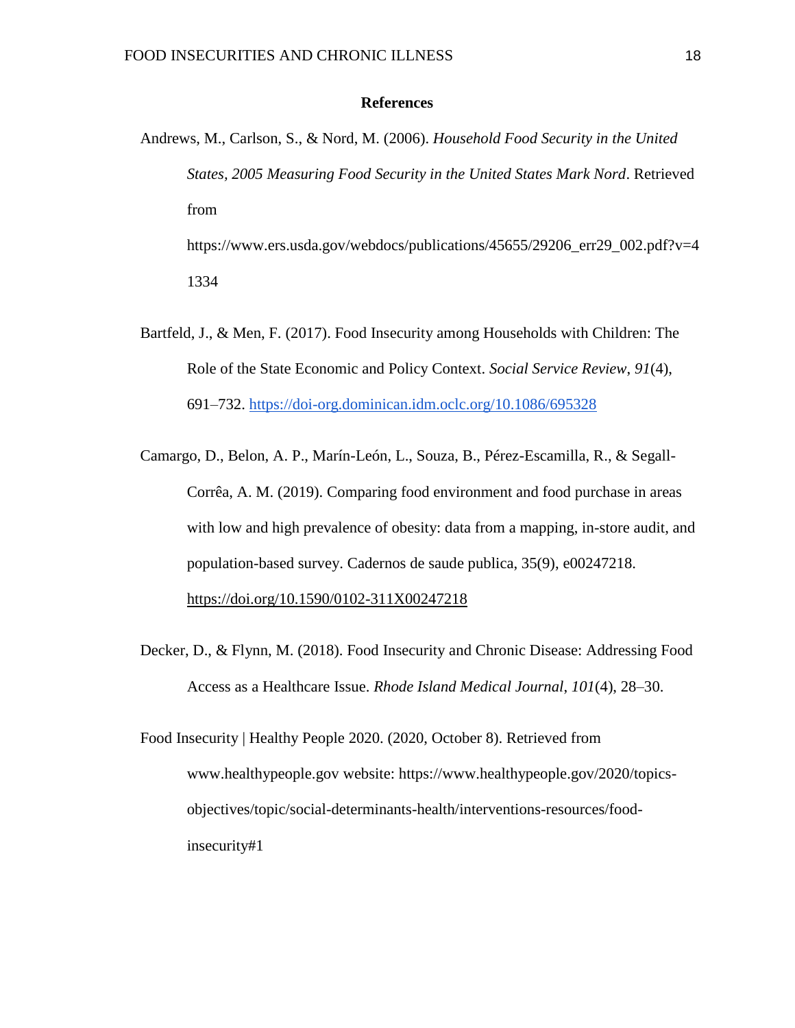# References

Andrews, M., Carlson, S., & Nord, M. (2006). *Household Food Security in the United States, 2005 Measuring Food Security in the United States Mark Nord*. Retrieved from https://www.ers.usda.gov/webdocs/publications/45655/29206_err29_002.pdf?v=41334

Bartfeld, J., & Men, F. (2017). Food Insecurity among Households with Children: The Role of the State Economic and Policy Context. *Social Service Review*, *91*(4), 691–732. https://doi-org.dominican.idm.oclc.org/10.1086/695328

Camargo, D., Belon, A. P., Marín-León, L., Souza, B., Pérez-Escamilla, R., & Segall-Corrêa, A. M. (2019). Comparing food environment and food purchase in areas with low and high prevalence of obesity: data from a mapping, in-store audit, and population-based survey. Cadernos de saude publica, 35(9), e00247218. https://doi.org/10.1590/0102-311X00247218

Decker, D., & Flynn, M. (2018). Food Insecurity and Chronic Disease: Addressing Food Access as a Healthcare Issue. *Rhode Island Medical Journal*, *101*(4), 28–30.

Food Insecurity | Healthy People 2020. (2020, October 8). Retrieved from www.healthypeople.gov website: https://www.healthypeople.gov/2020/topics-objectives/topic/social-determinants-health/interventions-resources/food-insecurity#1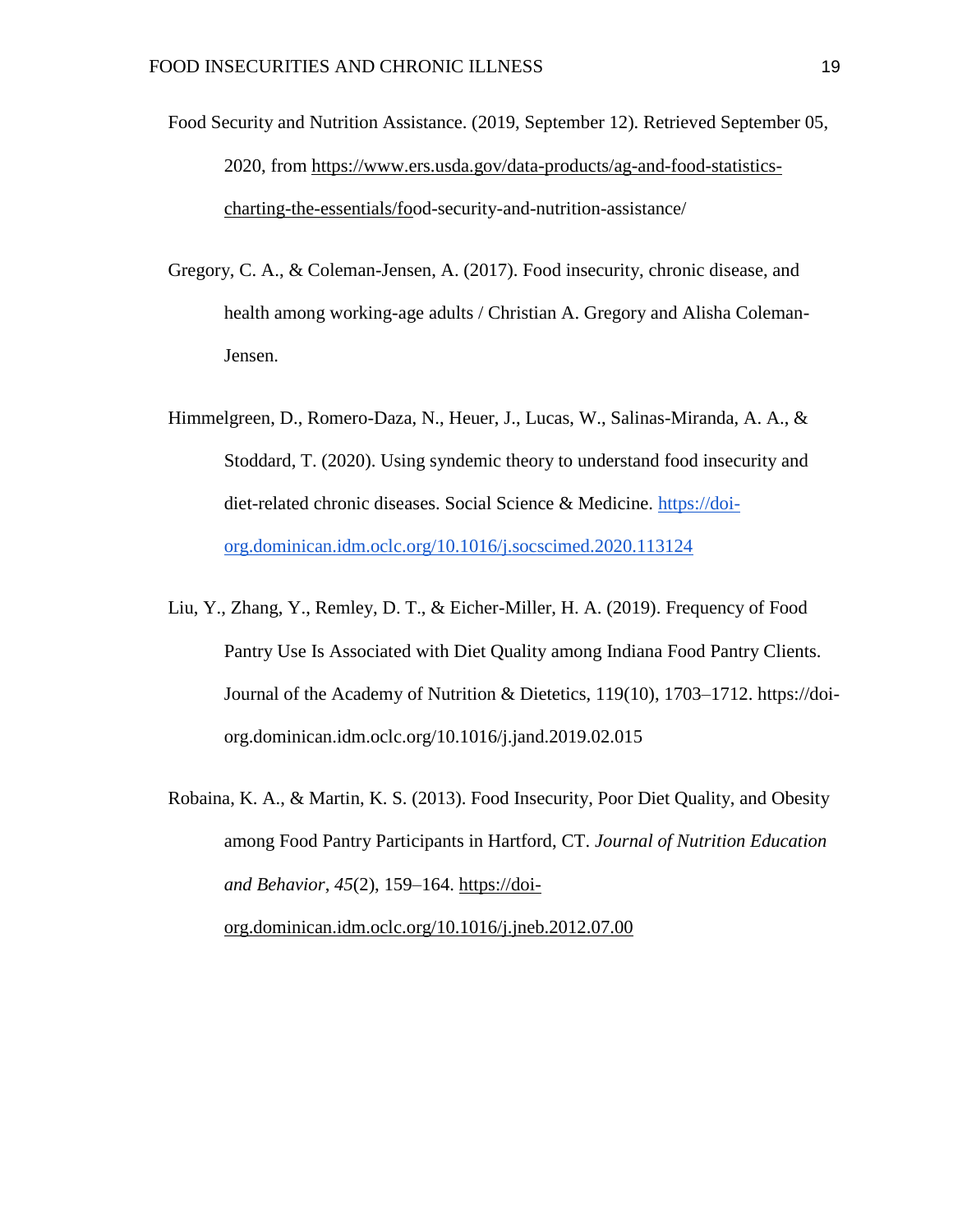Food Security and Nutrition Assistance. (2019, September 12). Retrieved September 05, 2020, from https://www.ers.usda.gov/data-products/ag-and-food-statistics-charting-the-essentials/food-security-and-nutrition-assistance/

Gregory, C. A., & Coleman-Jensen, A. (2017). Food insecurity, chronic disease, and health among working-age adults / Christian A. Gregory and Alisha Coleman-Jensen.

Himmelgreen, D., Romero-Daza, N., Heuer, J., Lucas, W., Salinas-Miranda, A. A., & Stoddard, T. (2020). Using syndemic theory to understand food insecurity and diet-related chronic diseases. Social Science & Medicine. https://doi-org.dominican.idm.oclc.org/10.1016/j.socscimed.2020.113124

Liu, Y., Zhang, Y., Remley, D. T., & Eicher-Miller, H. A. (2019). Frequency of Food Pantry Use Is Associated with Diet Quality among Indiana Food Pantry Clients. Journal of the Academy of Nutrition & Dietetics, 119(10), 1703–1712. https://doi-org.dominican.idm.oclc.org/10.1016/j.jand.2019.02.015

Robaina, K. A., & Martin, K. S. (2013). Food Insecurity, Poor Diet Quality, and Obesity among Food Pantry Participants in Hartford, CT. *Journal of Nutrition Education and Behavior*, *45*(2), 159–164. https://doi-org.dominican.idm.oclc.org/10.1016/j.jneb.2012.07.00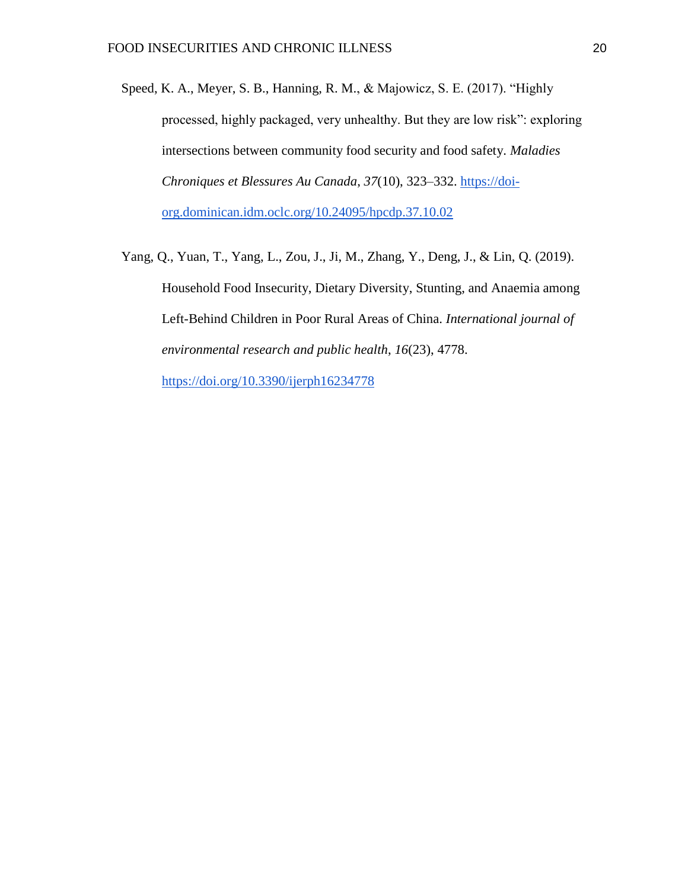Speed, K. A., Meyer, S. B., Hanning, R. M., & Majowicz, S. E. (2017). "Highly processed, highly packaged, very unhealthy. But they are low risk": exploring intersections between community food security and food safety. *Maladies Chroniques et Blessures Au Canada*, *37*(10), 323–332. https://doi-org.dominican.idm.oclc.org/10.24095/hpcdp.37.10.02

Yang, Q., Yuan, T., Yang, L., Zou, J., Ji, M., Zhang, Y., Deng, J., & Lin, Q. (2019). Household Food Insecurity, Dietary Diversity, Stunting, and Anaemia among Left-Behind Children in Poor Rural Areas of China. *International journal of environmental research and public health*, *16*(23), 4778. https://doi.org/10.3390/ijerph16234778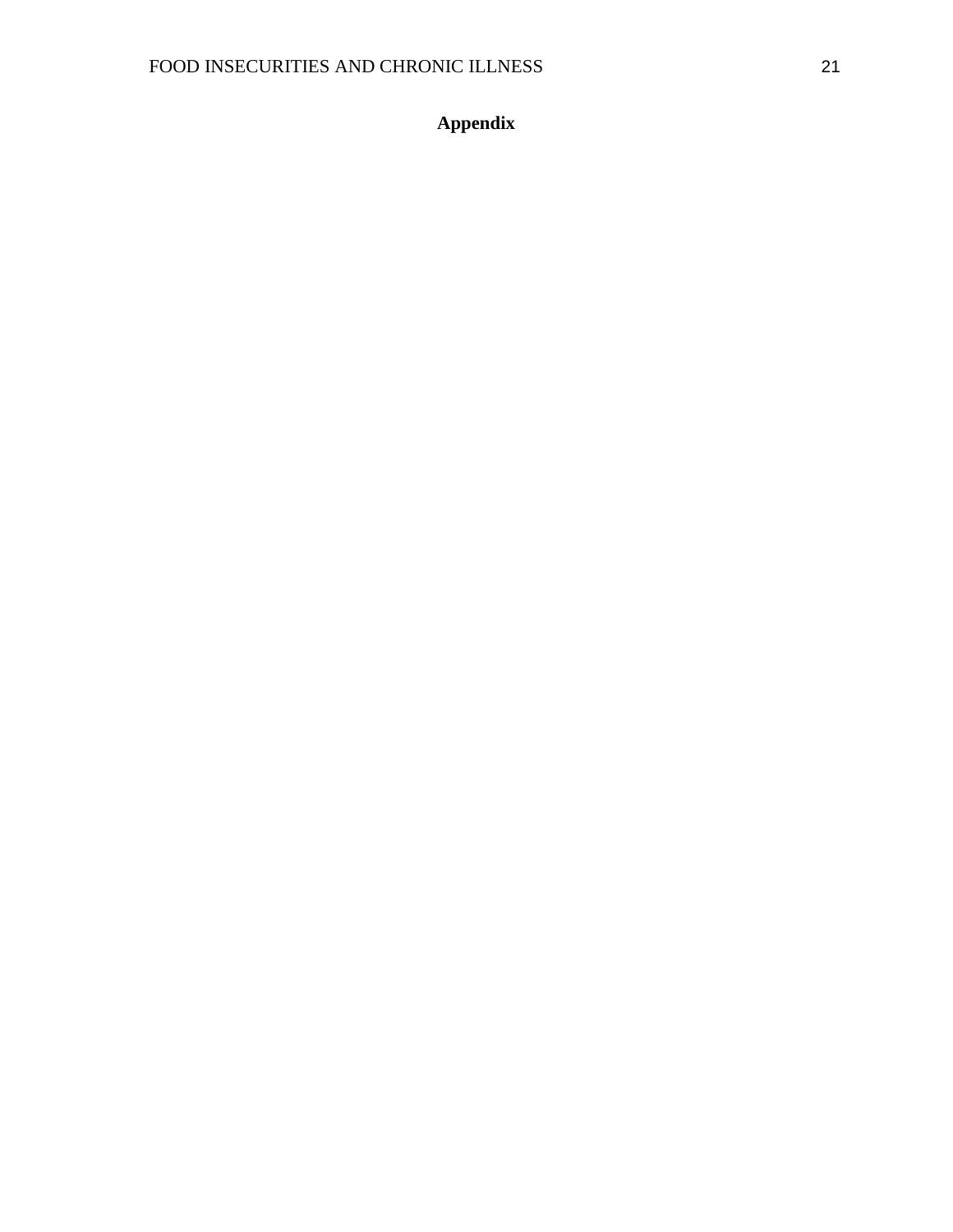# Appendix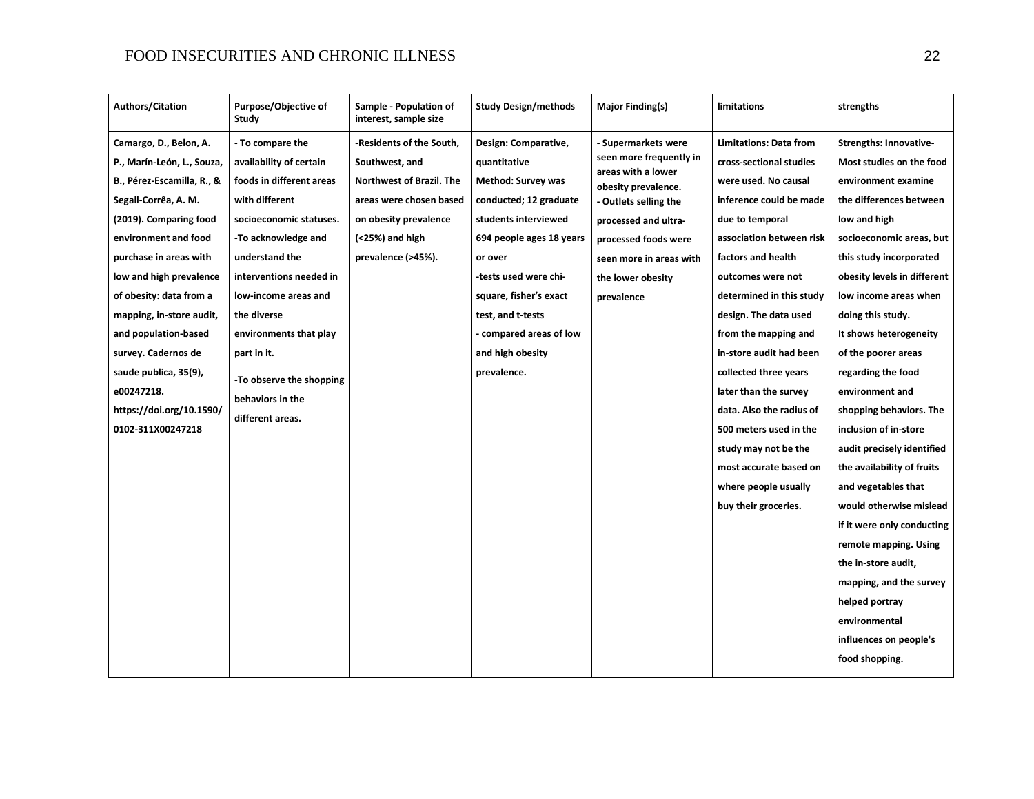| Authors/Citation | Purpose/Objective of Study | Sample - Population of interest, sample size | Study Design/methods | Major Finding(s) | limitations | strengths |
|---|---|---|---|---|---|---|
| Camargo, D., Belon, A. P., Marín-León, L., Souza, B., Pérez-Escamilla, R., & Segall-Corrêa, A. M. (2019). Comparing food environment and food purchase in areas with low and high prevalence of obesity: data from a mapping, in-store audit, and population-based survey. Cadernos de saude publica, 35(9), e00247218. https://doi.org/10.1590/0102-311X00247218 | - To compare the availability of certain foods in different areas with different socioeconomic statuses.<br>-To acknowledge and understand the interventions needed in low-income areas and the diverse environments that play part in it.<br>-To observe the shopping behaviors in the different areas. | -Residents of the South, Southwest, and Northwest of Brazil. The areas were chosen based on obesity prevalence (<25%) and high prevalence (>45%). | Design: Comparative, quantitative<br>Method: Survey was conducted; 12 graduate students interviewed 694 people ages 18 years or over<br>-tests used were chi-square, fisher's exact test, and t-tests<br>- compared areas of low and high obesity prevalence. | - Supermarkets were seen more frequently in areas with a lower obesity prevalence.<br>- Outlets selling the processed and ultra-processed foods were seen more in areas with the lower obesity prevalence | Limitations: Data from cross-sectional studies were used. No causal inference could be made due to temporal association between risk factors and health outcomes were not determined in this study design. The data used from the mapping and in-store audit had been collected three years later than the survey data. Also the radius of 500 meters used in the study may not be the most accurate based on where people usually buy their groceries. | Strengths: Innovative- Most studies on the food environment examine the differences between low and high socioeconomic areas, but this study incorporated obesity levels in different low income areas when doing this study.<br>It shows heterogeneity of the poorer areas regarding the food environment and shopping behaviors. The inclusion of in-store audit precisely identified the availability of fruits and vegetables that would otherwise mislead if it were only conducting remote mapping. Using the in-store audit, mapping, and the survey helped portray environmental influences on people's food shopping. |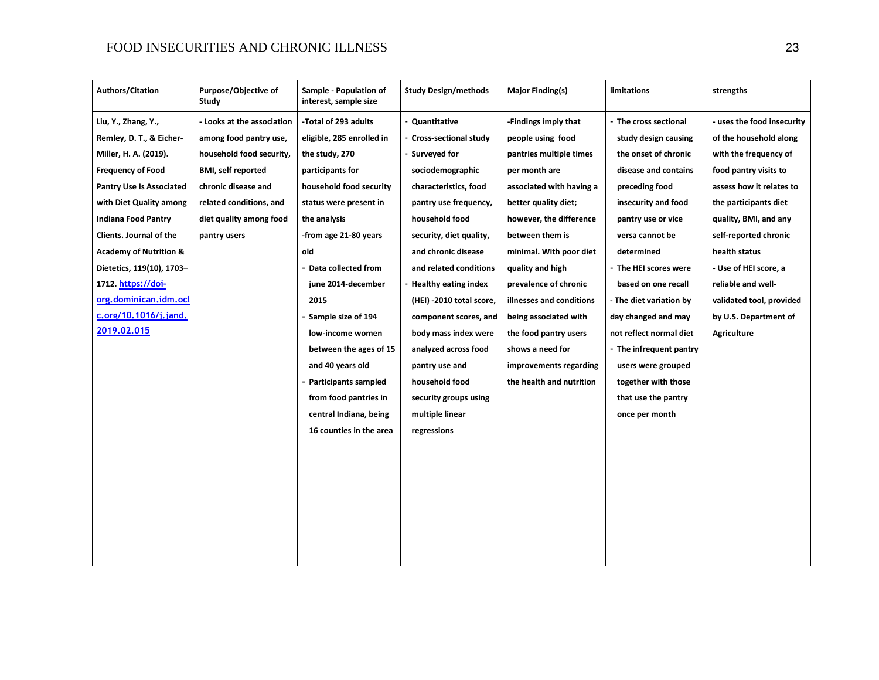| Authors/Citation | Purpose/Objective of Study | Sample - Population of interest, sample size | Study Design/methods | Major Finding(s) | limitations | strengths |
|---|---|---|---|---|---|---|
| Liu, Y., Zhang, Y., Remley, D. T., & Eicher-Miller, H. A. (2019). Frequency of Food Pantry Use Is Associated with Diet Quality among Indiana Food Pantry Clients. Journal of the Academy of Nutrition & Dietetics, 119(10), 1703–1712. [https://doi-org.dominican.idm.oclc.org/10.1016/j.jand.2019.02.015](https://doi-org.dominican.idm.oclc.org/10.1016/j.jand.2019.02.015) | - Looks at the association among food pantry use, household food security, BMI, self reported chronic disease and related conditions, and diet quality among food pantry users | -Total of 293 adults eligible, 285 enrolled in the study, 270 participants for household food security status were present in the analysis<br>-from age 21-80 years old<br>- Data collected from june 2014-december 2015<br>- Sample size of 194 low-income women between the ages of 15 and 40 years old<br>- Participants sampled from food pantries in central Indiana, being 16 counties in the area | - Quantitative<br>- Cross-sectional study<br>- Surveyed for sociodemographic characteristics, food pantry use frequency, household food security, diet quality, and chronic disease and related conditions<br>- Healthy eating index (HEI) -2010 total score, component scores, and body mass index were analyzed across food pantry use and household food security groups using multiple linear regressions | -Findings imply that people using food pantries multiple times per month are associated with having a better quality diet; however, the difference between them is minimal. With poor diet quality and high prevalence of chronic illnesses and conditions being associated with the food pantry users shows a need for improvements regarding the health and nutrition | - The cross sectional study design causing the onset of chronic disease and contains preceding food insecurity and food pantry use or vice versa cannot be determined<br>- The HEI scores were based on one recall<br>- The diet variation by day changed and may not reflect normal diet<br>- The infrequent pantry users were grouped together with those that use the pantry once per month | - uses the food insecurity of the household along with the frequency of food pantry visits to assess how it relates to the participants diet quality, BMI, and any self-reported chronic health status<br>- Use of HEI score, a reliable and well-validated tool, provided by U.S. Department of Agriculture |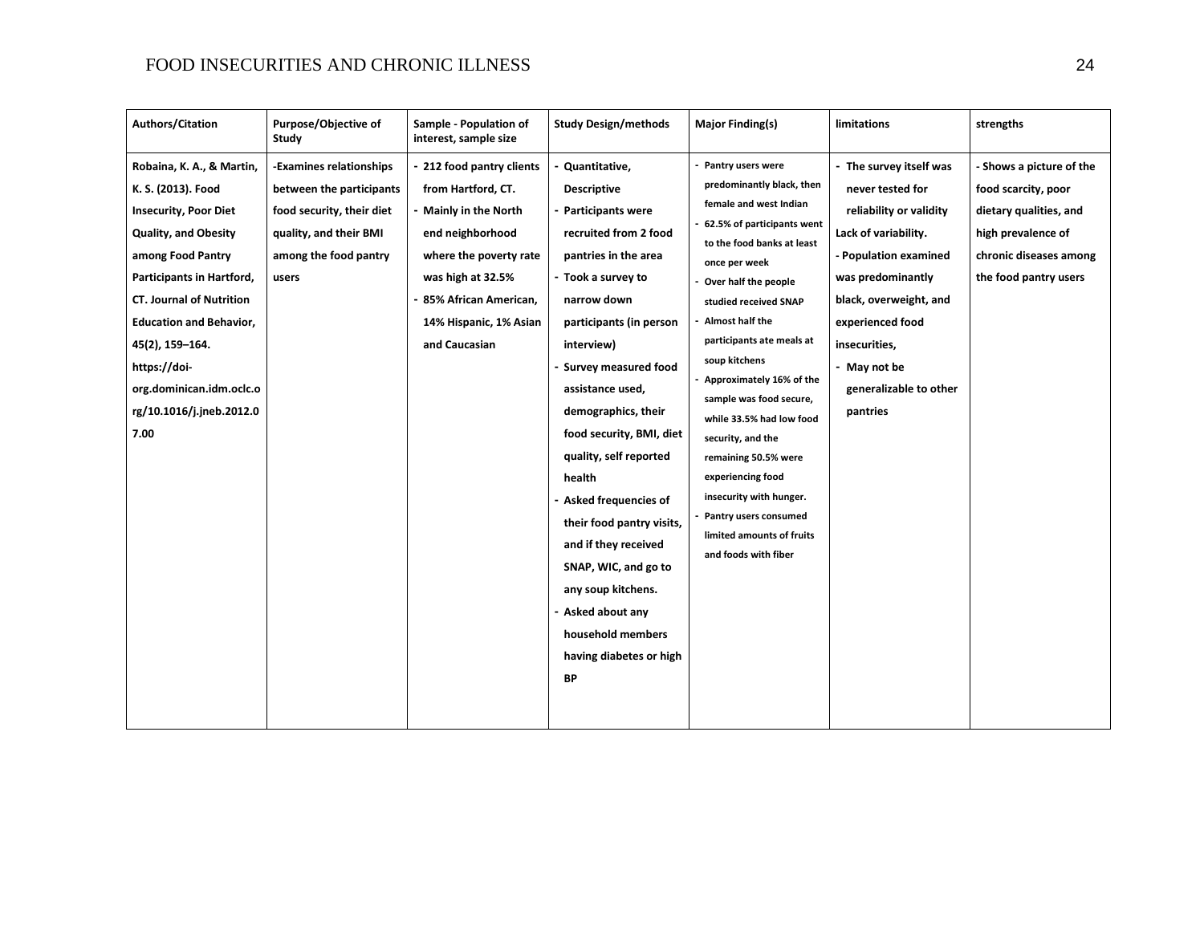| Authors/Citation | Purpose/Objective of Study | Sample - Population of interest, sample size | Study Design/methods | Major Finding(s) | limitations | strengths |
|---|---|---|---|---|---|---|
| **Robaina, K. A., & Martin, K. S. (2013). Food Insecurity, Poor Diet Quality, and Obesity among Food Pantry Participants in Hartford, CT. Journal of Nutrition Education and Behavior, 45(2), 159–164. https://doi-org.dominican.idm.oclc.org/10.1016/j.jneb.2012.07.00** | **-Examines relationships between the participants food security, their diet quality, and their BMI among the food pantry users** | **- 212 food pantry clients from Hartford, CT.<br>- Mainly in the North end neighborhood where the poverty rate was high at 32.5%<br>- 85% African American, 14% Hispanic, 1% Asian and Caucasian** | **- Quantitative, Descriptive<br>- Participants were recruited from 2 food pantries in the area<br>- Took a survey to narrow down participants (in person interview)<br>- Survey measured food assistance used, demographics, their food security, BMI, diet quality, self reported health<br>- Asked frequencies of their food pantry visits, and if they received SNAP, WIC, and go to any soup kitchens.<br>- Asked about any household members having diabetes or high BP** | **- Pantry users were predominantly black, then female and west Indian<br>- 62.5% of participants went to the food banks at least once per week<br>- Over half the people studied received SNAP<br>- Almost half the participants ate meals at soup kitchens<br>- Approximately 16% of the sample was food secure, while 33.5% had low food security, and the remaining 50.5% were experiencing food insecurity with hunger.<br>- Pantry users consumed limited amounts of fruits and foods with fiber** | **- The survey itself was never tested for reliability or validity<br>Lack of variability.<br>- Population examined was predominantly black, overweight, and experienced food insecurities,<br>- May not be generalizable to other pantries** | **- Shows a picture of the food scarcity, poor dietary qualities, and high prevalence of chronic diseases among the food pantry users** |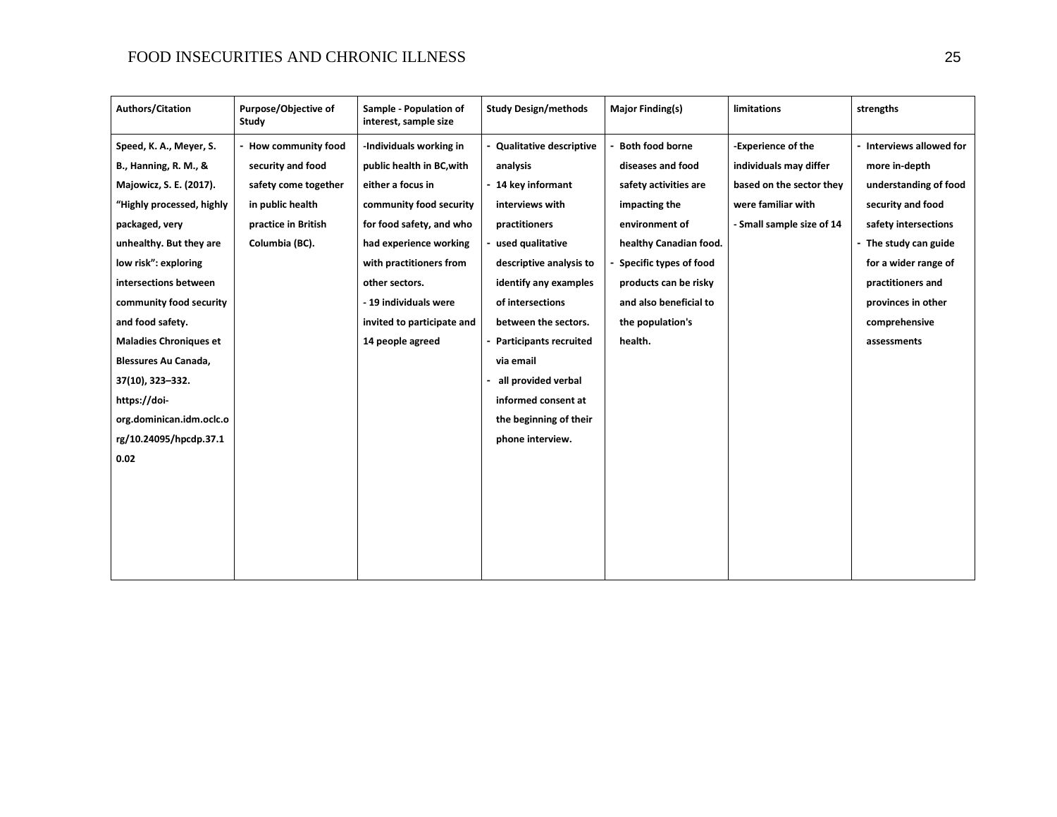| Authors/Citation | Purpose/Objective of Study | Sample - Population of interest, sample size | Study Design/methods | Major Finding(s) | limitations | strengths |
|---|---|---|---|---|---|---|
| Speed, K. A., Meyer, S. B., Hanning, R. M., & Majowicz, S. E. (2017). "Highly processed, highly packaged, very unhealthy. But they are low risk": exploring intersections between community food security and food safety. Maladies Chroniques et Blessures Au Canada, 37(10), 323–332. https://doi-org.dominican.idm.oclc.org/10.24095/hpcdp.37.10.02 | - How community food security and food safety come together in public health practice in British Columbia (BC). | -Individuals working in public health in BC,with either a focus in community food security for food safety, and who had experience working with practitioners from other sectors.<br>- 19 individuals were invited to participate and 14 people agreed | - Qualitative descriptive analysis<br>- 14 key informant interviews with practitioners<br>- used qualitative descriptive analysis to identify any examples of intersections between the sectors.<br>- Participants recruited via email<br>- all provided verbal informed consent at the beginning of their phone interview. | - Both food borne diseases and food safety activities are impacting the environment of healthy Canadian food.<br>- Specific types of food products can be risky and also beneficial to the population's health. | -Experience of the individuals may differ based on the sector they were familiar with<br>- Small sample size of 14 | - Interviews allowed for more in-depth understanding of food security and food safety intersections<br>- The study can guide for a wider range of practitioners and provinces in other comprehensive assessments |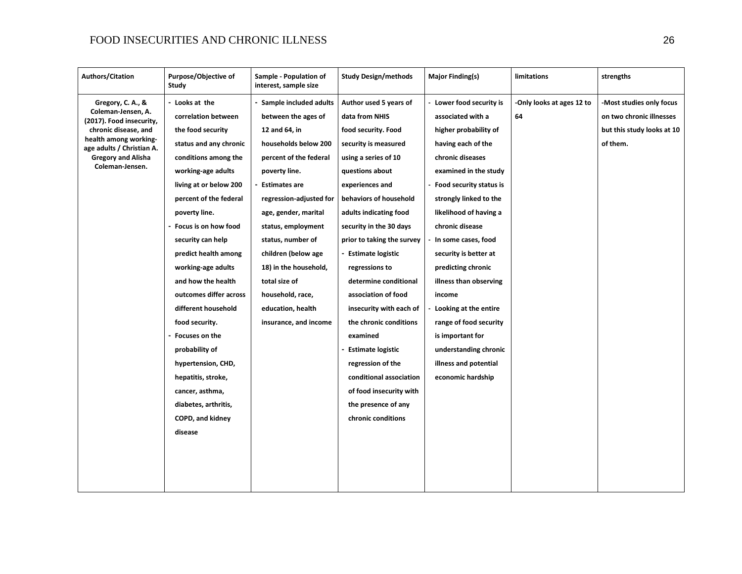| Authors/Citation | Purpose/Objective of Study | Sample - Population of interest, sample size | Study Design/methods | Major Finding(s) | limitations | strengths |
|---|---|---|---|---|---|---|
| **Gregory, C. A., & Coleman-Jensen, A. (2017). Food insecurity, chronic disease, and health among working-age adults / Christian A. Gregory and Alisha Coleman-Jensen.** | **- Looks at the correlation between the food security status and any chronic conditions among the working-age adults living at or below 200 percent of the federal poverty line.** <br> **- Focus is on how food security can help predict health among working-age adults and how the health outcomes differ across different household food security.** <br> **- Focuses on the probability of hypertension, CHD, hepatitis, stroke, cancer, asthma, diabetes, arthritis, COPD, and kidney disease** | **- Sample included adults between the ages of 12 and 64, in households below 200 percent of the federal poverty line.** <br> **- Estimates are regression-adjusted for age, gender, marital status, employment status, number of children (below age 18) in the household, total size of household, race, education, health insurance, and income** | **Author used 5 years of data from NHIS food security. Food security is measured using a series of 10 questions about experiences and behaviors of household adults indicating food security in the 30 days prior to taking the survey** <br> **- Estimate logistic regressions to determine conditional association of food insecurity with each of the chronic conditions examined** <br> **- Estimate logistic regression of the conditional association of food insecurity with the presence of any chronic conditions** | **- Lower food security is associated with a higher probability of having each of the chronic diseases examined in the study** <br> **- Food security status is strongly linked to the likelihood of having a chronic disease** <br> **- In some cases, food security is better at predicting chronic illness than observing income** <br> **- Looking at the entire range of food security is important for understanding chronic illness and potential economic hardship** | **-Only looks at ages 12 to 64** | **-Most studies only focus on two chronic illnesses but this study looks at 10 of them.** |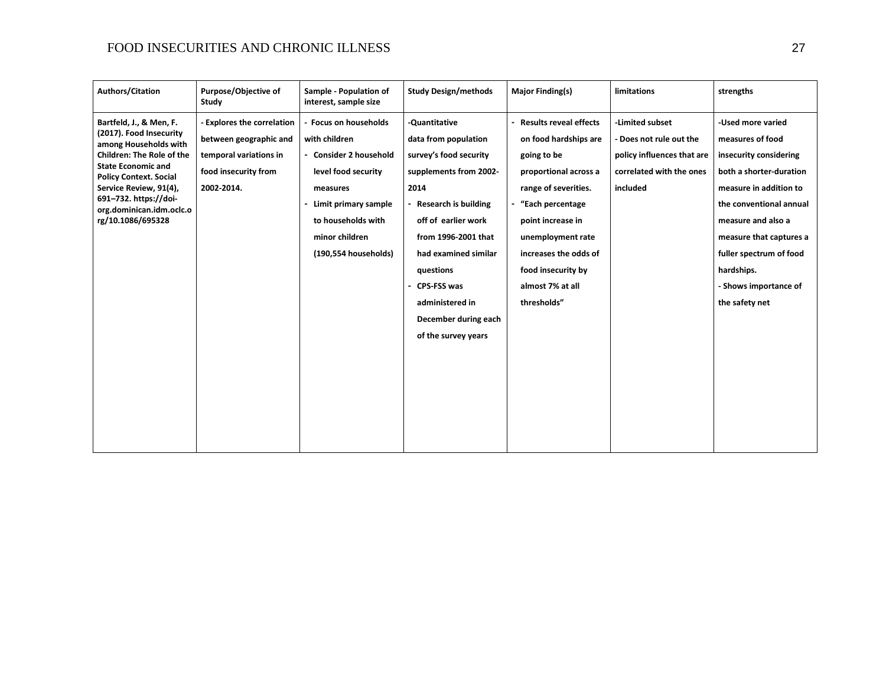| Authors/Citation | Purpose/Objective of Study | Sample - Population of interest, sample size | Study Design/methods | Major Finding(s) | limitations | strengths |
|---|---|---|---|---|---|---|
| **Bartfeld, J., & Men, F. (2017). Food Insecurity among Households with Children: The Role of the State Economic and Policy Context. Social Service Review, 91(4), 691–732. https://doi-org.dominican.idm.oclc.org/10.1086/695328** | **- Explores the correlation between geographic and temporal variations in food insecurity from 2002-2014.** | **- Focus on households with children<br>- Consider 2 household level food security measures<br>- Limit primary sample to households with minor children (190,554 households)** | **-Quantitative data from population survey's food security supplements from 2002-2014<br>- Research is building off of earlier work from 1996-2001 that had examined similar questions<br>- CPS-FSS was administered in December during each of the survey years** | **- Results reveal effects on food hardships are going to be proportional across a range of severities.<br>- "Each percentage point increase in unemployment rate increases the odds of food insecurity by almost 7% at all thresholds"** | **-Limited subset<br>- Does not rule out the policy influences that are correlated with the ones included** | **-Used more varied measures of food insecurity considering both a shorter-duration measure in addition to the conventional annual measure and also a measure that captures a fuller spectrum of food hardships.<br>- Shows importance of the safety net** |